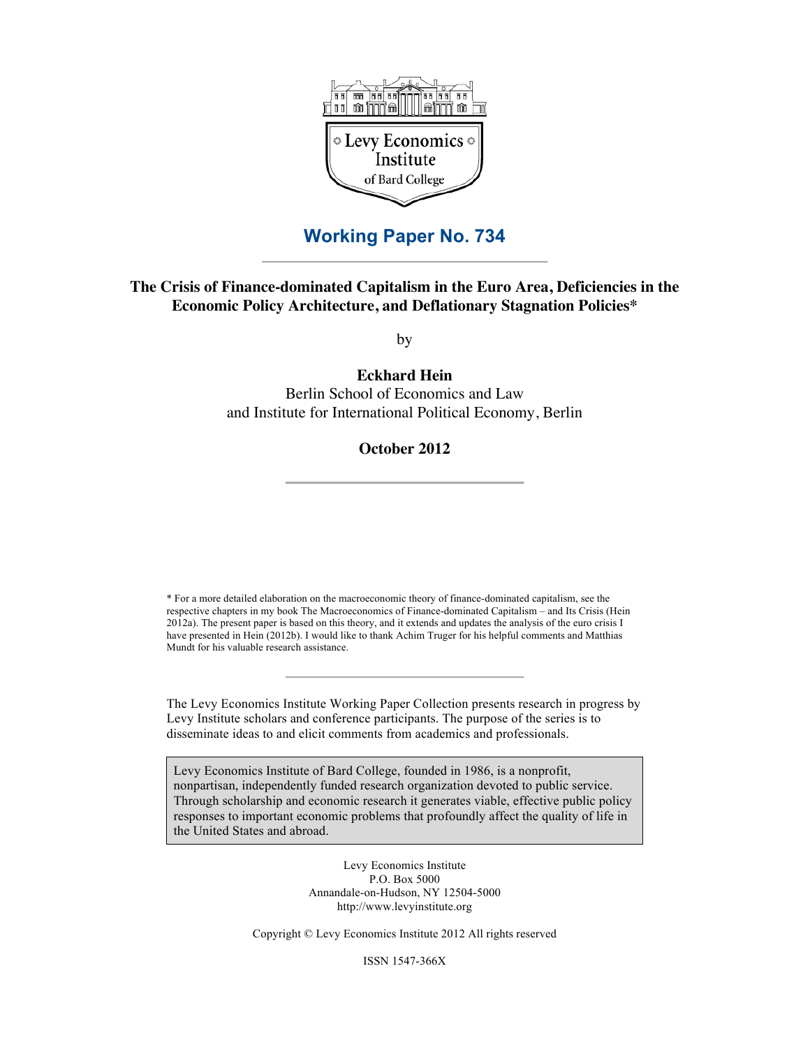Levy Economics Institute of Bard College

## Working Paper No. 734

# The Crisis of Finance-dominated Capitalism in the Euro Area, Deficiencies in the Economic Policy Architecture, and Deflationary Stagnation Policies*

by

**Eckhard Hein**

Berlin School of Economics and Law
and Institute for International Political Economy, Berlin

**October 2012**

\* For a more detailed elaboration on the macroeconomic theory of finance-dominated capitalism, see the respective chapters in my book The Macroeconomics of Finance-dominated Capitalism – and Its Crisis (Hein 2012a). The present paper is based on this theory, and it extends and updates the analysis of the euro crisis I have presented in Hein (2012b). I would like to thank Achim Truger for his helpful comments and Matthias Mundt for his valuable research assistance.

The Levy Economics Institute Working Paper Collection presents research in progress by Levy Institute scholars and conference participants. The purpose of the series is to disseminate ideas to and elicit comments from academics and professionals.

Levy Economics Institute of Bard College, founded in 1986, is a nonprofit, nonpartisan, independently funded research organization devoted to public service. Through scholarship and economic research it generates viable, effective public policy responses to important economic problems that profoundly affect the quality of life in the United States and abroad.

Levy Economics Institute
P.O. Box 5000
Annandale-on-Hudson, NY 12504-5000
http://www.levyinstitute.org

Copyright © Levy Economics Institute 2012 All rights reserved

ISSN 1547-366X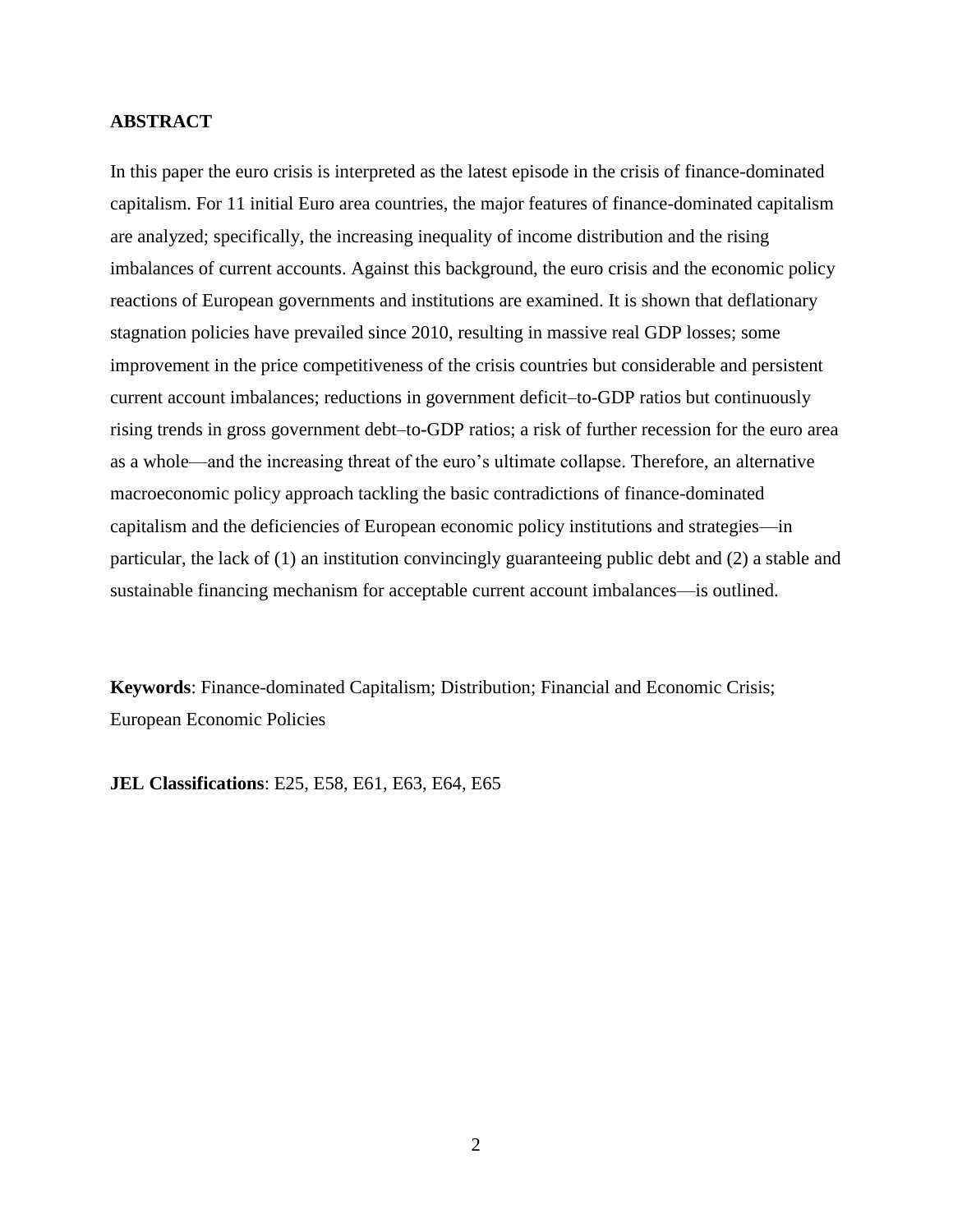**ABSTRACT**

In this paper the euro crisis is interpreted as the latest episode in the crisis of finance-dominated capitalism. For 11 initial Euro area countries, the major features of finance-dominated capitalism are analyzed; specifically, the increasing inequality of income distribution and the rising imbalances of current accounts. Against this background, the euro crisis and the economic policy reactions of European governments and institutions are examined. It is shown that deflationary stagnation policies have prevailed since 2010, resulting in massive real GDP losses; some improvement in the price competitiveness of the crisis countries but considerable and persistent current account imbalances; reductions in government deficit–to-GDP ratios but continuously rising trends in gross government debt–to-GDP ratios; a risk of further recession for the euro area as a whole—and the increasing threat of the euro's ultimate collapse. Therefore, an alternative macroeconomic policy approach tackling the basic contradictions of finance-dominated capitalism and the deficiencies of European economic policy institutions and strategies—in particular, the lack of (1) an institution convincingly guaranteeing public debt and (2) a stable and sustainable financing mechanism for acceptable current account imbalances—is outlined.

**Keywords**: Finance-dominated Capitalism; Distribution; Financial and Economic Crisis; European Economic Policies

**JEL Classifications**: E25, E58, E61, E63, E64, E65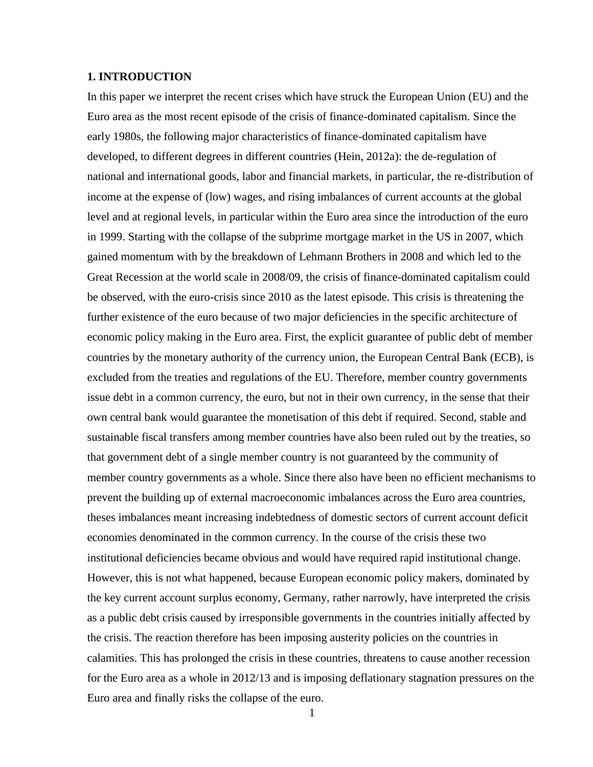## 1. INTRODUCTION

In this paper we interpret the recent crises which have struck the European Union (EU) and the Euro area as the most recent episode of the crisis of finance-dominated capitalism. Since the early 1980s, the following major characteristics of finance-dominated capitalism have developed, to different degrees in different countries (Hein, 2012a): the de-regulation of national and international goods, labor and financial markets, in particular, the re-distribution of income at the expense of (low) wages, and rising imbalances of current accounts at the global level and at regional levels, in particular within the Euro area since the introduction of the euro in 1999. Starting with the collapse of the subprime mortgage market in the US in 2007, which gained momentum with by the breakdown of Lehmann Brothers in 2008 and which led to the Great Recession at the world scale in 2008/09, the crisis of finance-dominated capitalism could be observed, with the euro-crisis since 2010 as the latest episode. This crisis is threatening the further existence of the euro because of two major deficiencies in the specific architecture of economic policy making in the Euro area. First, the explicit guarantee of public debt of member countries by the monetary authority of the currency union, the European Central Bank (ECB), is excluded from the treaties and regulations of the EU. Therefore, member country governments issue debt in a common currency, the euro, but not in their own currency, in the sense that their own central bank would guarantee the monetisation of this debt if required. Second, stable and sustainable fiscal transfers among member countries have also been ruled out by the treaties, so that government debt of a single member country is not guaranteed by the community of member country governments as a whole. Since there also have been no efficient mechanisms to prevent the building up of external macroeconomic imbalances across the Euro area countries, theses imbalances meant increasing indebtedness of domestic sectors of current account deficit economies denominated in the common currency. In the course of the crisis these two institutional deficiencies became obvious and would have required rapid institutional change. However, this is not what happened, because European economic policy makers, dominated by the key current account surplus economy, Germany, rather narrowly, have interpreted the crisis as a public debt crisis caused by irresponsible governments in the countries initially affected by the crisis. The reaction therefore has been imposing austerity policies on the countries in calamities. This has prolonged the crisis in these countries, threatens to cause another recession for the Euro area as a whole in 2012/13 and is imposing deflationary stagnation pressures on the Euro area and finally risks the collapse of the euro.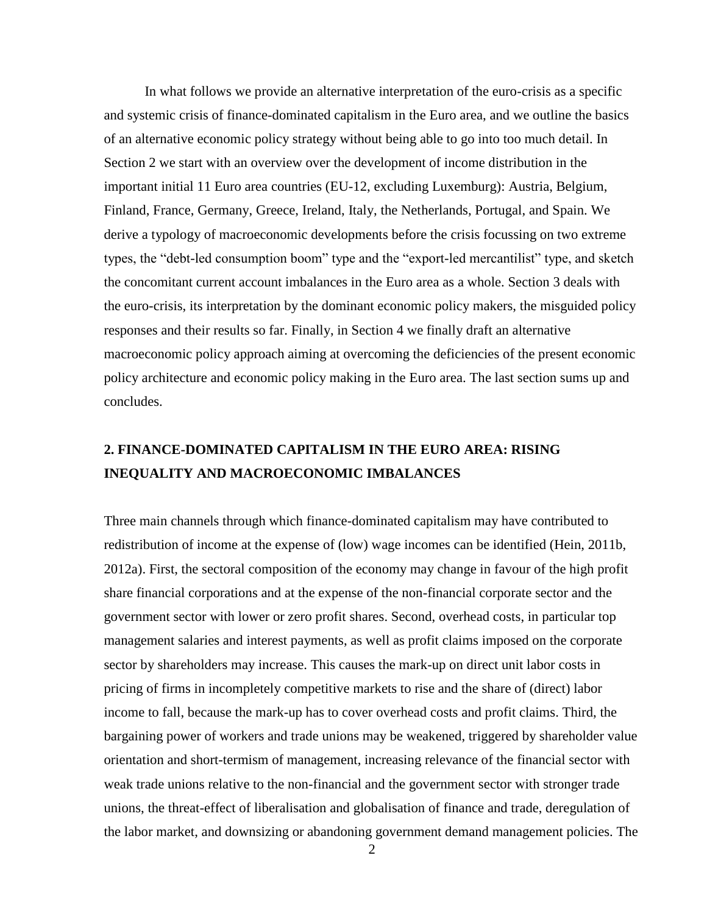In what follows we provide an alternative interpretation of the euro-crisis as a specific and systemic crisis of finance-dominated capitalism in the Euro area, and we outline the basics of an alternative economic policy strategy without being able to go into too much detail. In Section 2 we start with an overview over the development of income distribution in the important initial 11 Euro area countries (EU-12, excluding Luxemburg): Austria, Belgium, Finland, France, Germany, Greece, Ireland, Italy, the Netherlands, Portugal, and Spain. We derive a typology of macroeconomic developments before the crisis focussing on two extreme types, the "debt-led consumption boom" type and the "export-led mercantilist" type, and sketch the concomitant current account imbalances in the Euro area as a whole. Section 3 deals with the euro-crisis, its interpretation by the dominant economic policy makers, the misguided policy responses and their results so far. Finally, in Section 4 we finally draft an alternative macroeconomic policy approach aiming at overcoming the deficiencies of the present economic policy architecture and economic policy making in the Euro area. The last section sums up and concludes.

## 2. FINANCE-DOMINATED CAPITALISM IN THE EURO AREA: RISING INEQUALITY AND MACROECONOMIC IMBALANCES

Three main channels through which finance-dominated capitalism may have contributed to redistribution of income at the expense of (low) wage incomes can be identified (Hein, 2011b, 2012a). First, the sectoral composition of the economy may change in favour of the high profit share financial corporations and at the expense of the non-financial corporate sector and the government sector with lower or zero profit shares. Second, overhead costs, in particular top management salaries and interest payments, as well as profit claims imposed on the corporate sector by shareholders may increase. This causes the mark-up on direct unit labor costs in pricing of firms in incompletely competitive markets to rise and the share of (direct) labor income to fall, because the mark-up has to cover overhead costs and profit claims. Third, the bargaining power of workers and trade unions may be weakened, triggered by shareholder value orientation and short-termism of management, increasing relevance of the financial sector with weak trade unions relative to the non-financial and the government sector with stronger trade unions, the threat-effect of liberalisation and globalisation of finance and trade, deregulation of the labor market, and downsizing or abandoning government demand management policies. The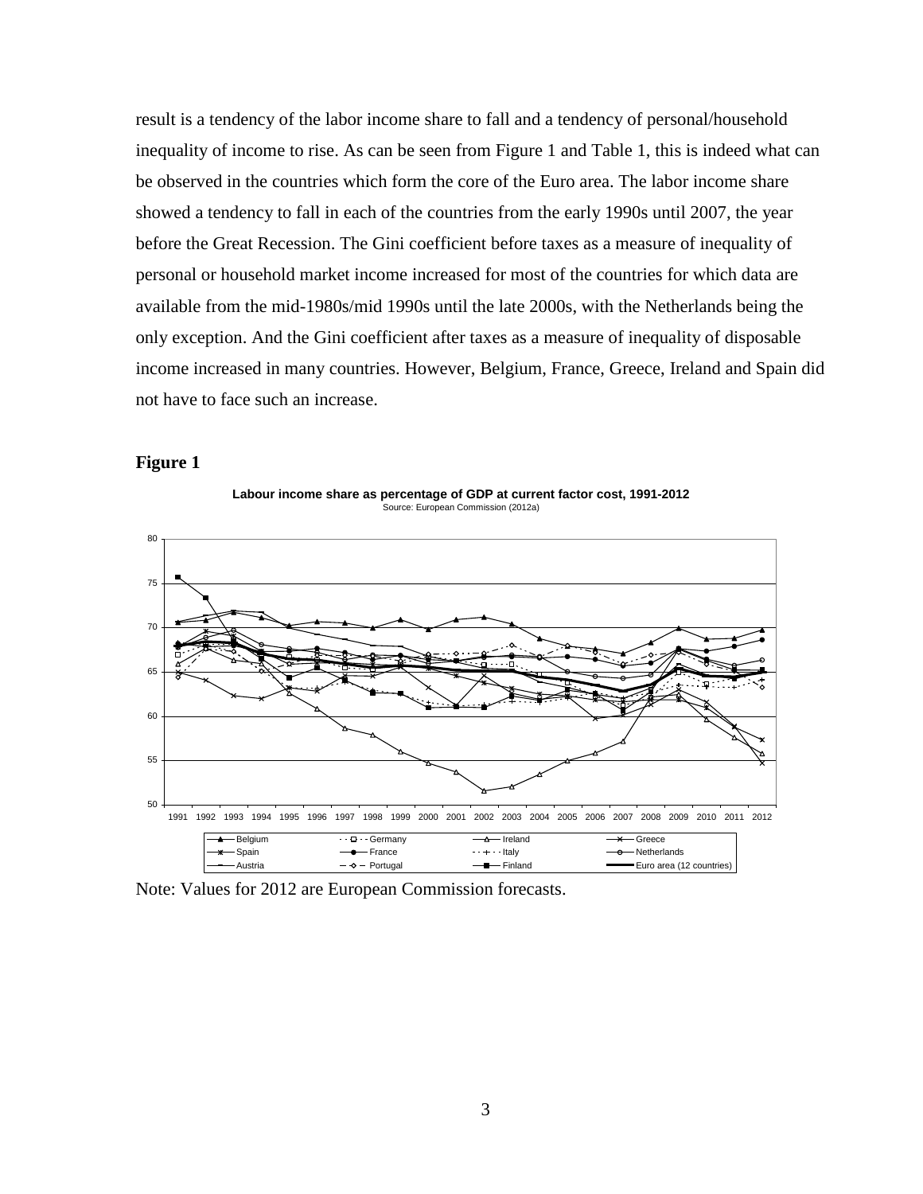result is a tendency of the labor income share to fall and a tendency of personal/household inequality of income to rise. As can be seen from Figure 1 and Table 1, this is indeed what can be observed in the countries which form the core of the Euro area. The labor income share showed a tendency to fall in each of the countries from the early 1990s until 2007, the year before the Great Recession. The Gini coefficient before taxes as a measure of inequality of personal or household market income increased for most of the countries for which data are available from the mid-1980s/mid 1990s until the late 2000s, with the Netherlands being the only exception. And the Gini coefficient after taxes as a measure of inequality of disposable income increased in many countries. However, Belgium, France, Greece, Ireland and Spain did not have to face such an increase.

**Figure 1**

**Labour income share as percentage of GDP at current factor cost, 1991-2012**
Source: European Commission (2012a)

Note: Values for 2012 are European Commission forecasts.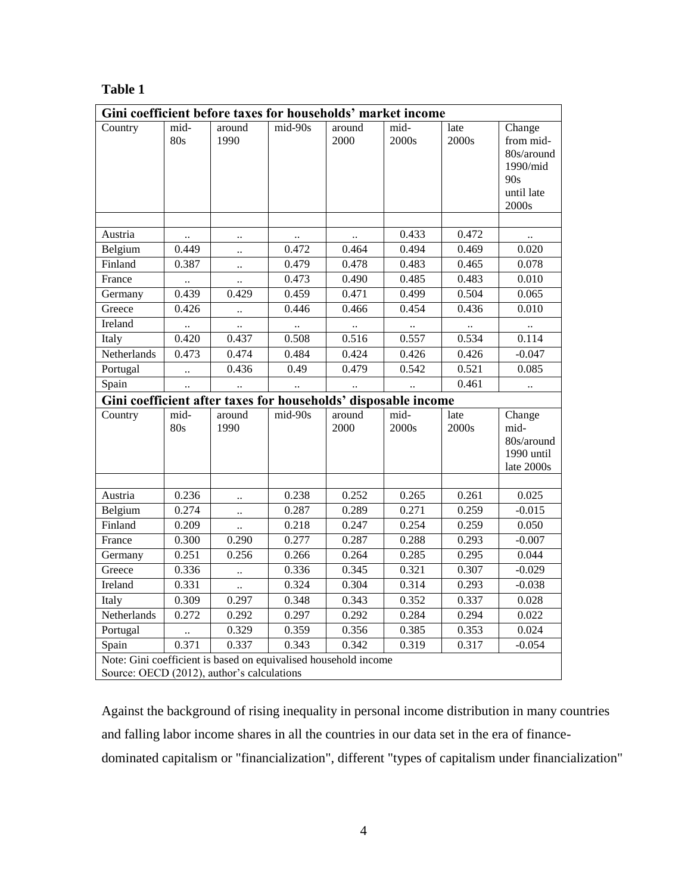**Table 1**

| Gini coefficient before taxes for households' market income | | | | | | | |
|---|---|---|---|---|---|---|---|
| Country | mid-80s | around 1990 | mid-90s | around 2000 | mid-2000s | late 2000s | Change from mid-80s/around 1990/mid 90s until late 2000s |
| | | | | | | | |
| Austria | .. | .. | .. | .. | 0.433 | 0.472 | .. |
| Belgium | 0.449 | .. | 0.472 | 0.464 | 0.494 | 0.469 | 0.020 |
| Finland | 0.387 | .. | 0.479 | 0.478 | 0.483 | 0.465 | 0.078 |
| France | .. | .. | 0.473 | 0.490 | 0.485 | 0.483 | 0.010 |
| Germany | 0.439 | 0.429 | 0.459 | 0.471 | 0.499 | 0.504 | 0.065 |
| Greece | 0.426 | .. | 0.446 | 0.466 | 0.454 | 0.436 | 0.010 |
| Ireland | .. | .. | .. | .. | .. | .. | .. |
| Italy | 0.420 | 0.437 | 0.508 | 0.516 | 0.557 | 0.534 | 0.114 |
| Netherlands | 0.473 | 0.474 | 0.484 | 0.424 | 0.426 | 0.426 | -0.047 |
| Portugal | .. | 0.436 | 0.49 | 0.479 | 0.542 | 0.521 | 0.085 |
| Spain | .. | .. | .. | .. | .. | 0.461 | .. |
| **Gini coefficient after taxes for households' disposable income** | | | | | | | |
| Country | mid-80s | around 1990 | mid-90s | around 2000 | mid-2000s | late 2000s | Change mid-80s/around 1990 until late 2000s |
| | | | | | | | |
| Austria | 0.236 | .. | 0.238 | 0.252 | 0.265 | 0.261 | 0.025 |
| Belgium | 0.274 | .. | 0.287 | 0.289 | 0.271 | 0.259 | -0.015 |
| Finland | 0.209 | .. | 0.218 | 0.247 | 0.254 | 0.259 | 0.050 |
| France | 0.300 | 0.290 | 0.277 | 0.287 | 0.288 | 0.293 | -0.007 |
| Germany | 0.251 | 0.256 | 0.266 | 0.264 | 0.285 | 0.295 | 0.044 |
| Greece | 0.336 | .. | 0.336 | 0.345 | 0.321 | 0.307 | -0.029 |
| Ireland | 0.331 | .. | 0.324 | 0.304 | 0.314 | 0.293 | -0.038 |
| Italy | 0.309 | 0.297 | 0.348 | 0.343 | 0.352 | 0.337 | 0.028 |
| Netherlands | 0.272 | 0.292 | 0.297 | 0.292 | 0.284 | 0.294 | 0.022 |
| Portugal | .. | 0.329 | 0.359 | 0.356 | 0.385 | 0.353 | 0.024 |
| Spain | 0.371 | 0.337 | 0.343 | 0.342 | 0.319 | 0.317 | -0.054 |

Note: Gini coefficient is based on equivalised household income
Source: OECD (2012), author's calculations

Against the background of rising inequality in personal income distribution in many countries and falling labor income shares in all the countries in our data set in the era of finance-dominated capitalism or "financialization", different "types of capitalism under financialization"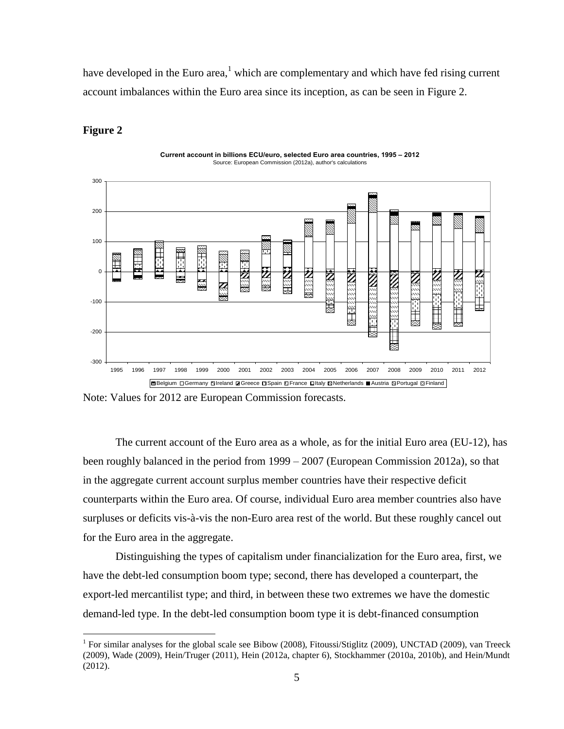have developed in the Euro area,[1] which are complementary and which have fed rising current account imbalances within the Euro area since its inception, as can be seen in Figure 2.

**Figure 2**

**Current account in billions ECU/euro, selected Euro area countries, 1995 – 2012**
Source: European Commission (2012a), author's calculations

Note: Values for 2012 are European Commission forecasts.

The current account of the Euro area as a whole, as for the initial Euro area (EU-12), has been roughly balanced in the period from 1999 – 2007 (European Commission 2012a), so that in the aggregate current account surplus member countries have their respective deficit counterparts within the Euro area. Of course, individual Euro area member countries also have surpluses or deficits vis-à-vis the non-Euro area rest of the world. But these roughly cancel out for the Euro area in the aggregate.

Distinguishing the types of capitalism under financialization for the Euro area, first, we have the debt-led consumption boom type; second, there has developed a counterpart, the export-led mercantilist type; and third, in between these two extremes we have the domestic demand-led type. In the debt-led consumption boom type it is debt-financed consumption

[1] For similar analyses for the global scale see Bibow (2008), Fitoussi/Stiglitz (2009), UNCTAD (2009), van Treeck (2009), Wade (2009), Hein/Truger (2011), Hein (2012a, chapter 6), Stockhammer (2010a, 2010b), and Hein/Mundt (2012).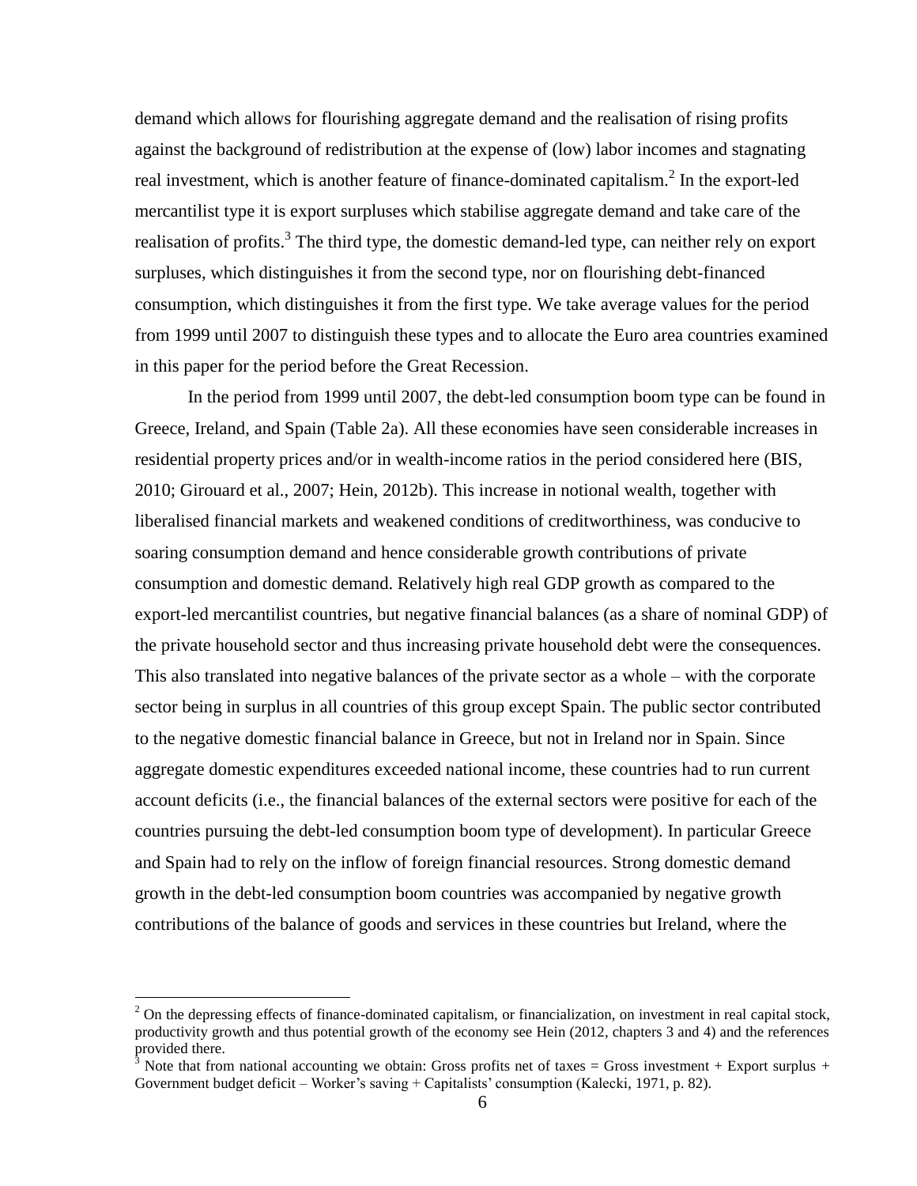demand which allows for flourishing aggregate demand and the realisation of rising profits against the background of redistribution at the expense of (low) labor incomes and stagnating real investment, which is another feature of finance-dominated capitalism.[2] In the export-led mercantilist type it is export surpluses which stabilise aggregate demand and take care of the realisation of profits.[3] The third type, the domestic demand-led type, can neither rely on export surpluses, which distinguishes it from the second type, nor on flourishing debt-financed consumption, which distinguishes it from the first type. We take average values for the period from 1999 until 2007 to distinguish these types and to allocate the Euro area countries examined in this paper for the period before the Great Recession.

In the period from 1999 until 2007, the debt-led consumption boom type can be found in Greece, Ireland, and Spain (Table 2a). All these economies have seen considerable increases in residential property prices and/or in wealth-income ratios in the period considered here (BIS, 2010; Girouard et al., 2007; Hein, 2012b). This increase in notional wealth, together with liberalised financial markets and weakened conditions of creditworthiness, was conducive to soaring consumption demand and hence considerable growth contributions of private consumption and domestic demand. Relatively high real GDP growth as compared to the export-led mercantilist countries, but negative financial balances (as a share of nominal GDP) of the private household sector and thus increasing private household debt were the consequences. This also translated into negative balances of the private sector as a whole – with the corporate sector being in surplus in all countries of this group except Spain. The public sector contributed to the negative domestic financial balance in Greece, but not in Ireland nor in Spain. Since aggregate domestic expenditures exceeded national income, these countries had to run current account deficits (i.e., the financial balances of the external sectors were positive for each of the countries pursuing the debt-led consumption boom type of development). In particular Greece and Spain had to rely on the inflow of foreign financial resources. Strong domestic demand growth in the debt-led consumption boom countries was accompanied by negative growth contributions of the balance of goods and services in these countries but Ireland, where the

[2] On the depressing effects of finance-dominated capitalism, or financialization, on investment in real capital stock, productivity growth and thus potential growth of the economy see Hein (2012, chapters 3 and 4) and the references provided there.

[3] Note that from national accounting we obtain: Gross profits net of taxes = Gross investment + Export surplus + Government budget deficit – Worker's saving + Capitalists' consumption (Kalecki, 1971, p. 82).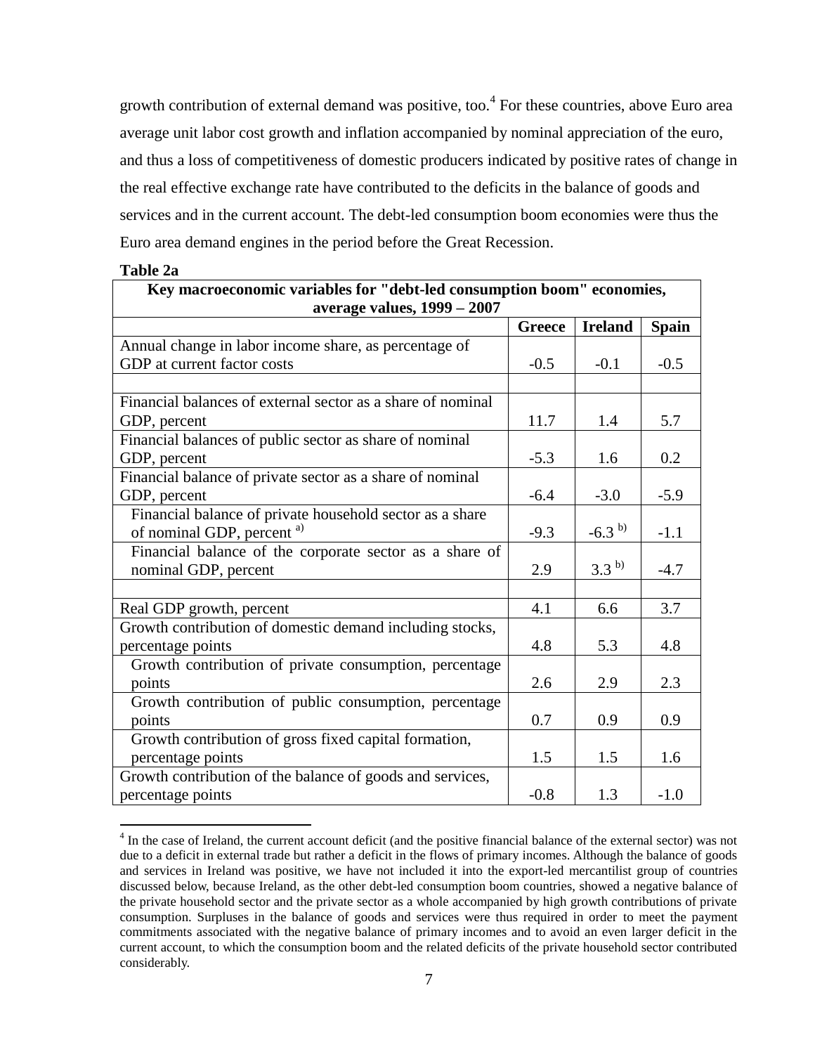growth contribution of external demand was positive, too.[4] For these countries, above Euro area average unit labor cost growth and inflation accompanied by nominal appreciation of the euro, and thus a loss of competitiveness of domestic producers indicated by positive rates of change in the real effective exchange rate have contributed to the deficits in the balance of goods and services and in the current account. The debt-led consumption boom economies were thus the Euro area demand engines in the period before the Great Recession.

**Table 2a**

| Key macroeconomic variables for "debt-led consumption boom" economies, average values, 1999 – 2007 | | | |
|---|---|---|---|
| | **Greece** | **Ireland** | **Spain** |
| Annual change in labor income share, as percentage of GDP at current factor costs | -0.5 | -0.1 | -0.5 |
| | | | |
| Financial balances of external sector as a share of nominal GDP, percent | 11.7 | 1.4 | 5.7 |
| Financial balances of public sector as share of nominal GDP, percent | -5.3 | 1.6 | 0.2 |
| Financial balance of private sector as a share of nominal GDP, percent | -6.4 | -3.0 | -5.9 |
| Financial balance of private household sector as a share of nominal GDP, percent [a)] | -9.3 | -6.3 [b)] | -1.1 |
| Financial balance of the corporate sector as a share of nominal GDP, percent | 2.9 | 3.3 [b)] | -4.7 |
| | | | |
| Real GDP growth, percent | 4.1 | 6.6 | 3.7 |
| Growth contribution of domestic demand including stocks, percentage points | 4.8 | 5.3 | 4.8 |
| Growth contribution of private consumption, percentage points | 2.6 | 2.9 | 2.3 |
| Growth contribution of public consumption, percentage points | 0.7 | 0.9 | 0.9 |
| Growth contribution of gross fixed capital formation, percentage points | 1.5 | 1.5 | 1.6 |
| Growth contribution of the balance of goods and services, percentage points | -0.8 | 1.3 | -1.0 |

[4] In the case of Ireland, the current account deficit (and the positive financial balance of the external sector) was not due to a deficit in external trade but rather a deficit in the flows of primary incomes. Although the balance of goods and services in Ireland was positive, we have not included it into the export-led mercantilist group of countries discussed below, because Ireland, as the other debt-led consumption boom countries, showed a negative balance of the private household sector and the private sector as a whole accompanied by high growth contributions of private consumption. Surpluses in the balance of goods and services were thus required in order to meet the payment commitments associated with the negative balance of primary incomes and to avoid an even larger deficit in the current account, to which the consumption boom and the related deficits of the private household sector contributed considerably.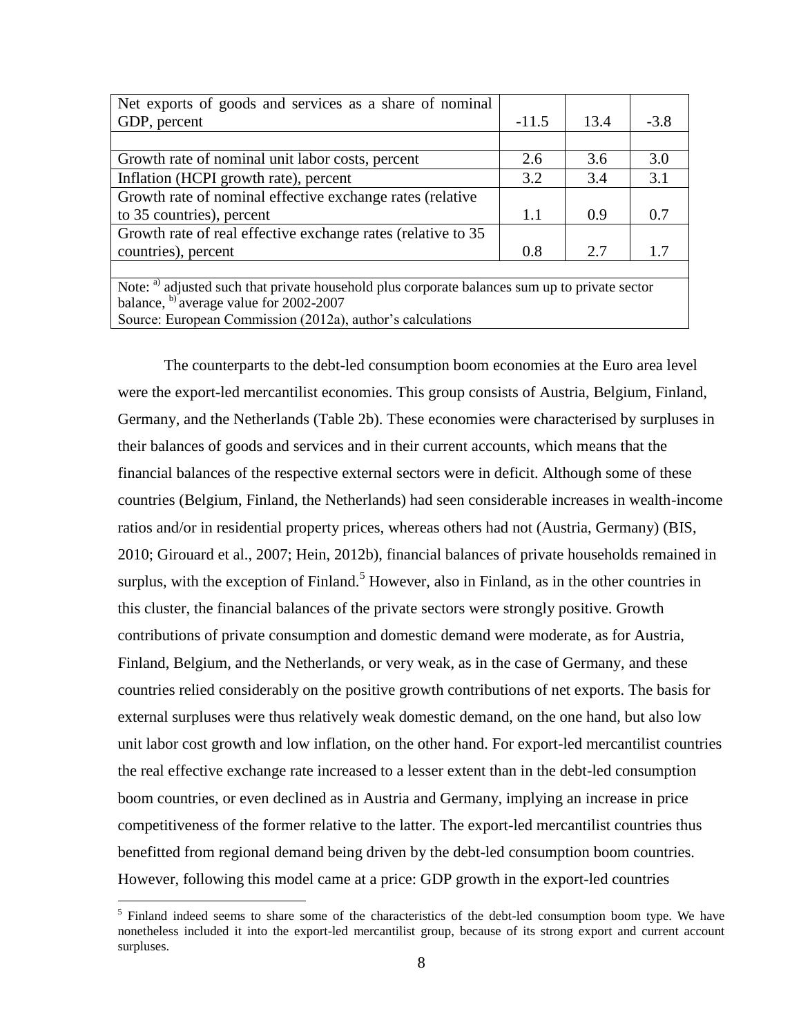| | | | |
|---|---|---|---|
| Net exports of goods and services as a share of nominal GDP, percent | -11.5 | 13.4 | -3.8 |
| | | | |
| Growth rate of nominal unit labor costs, percent | 2.6 | 3.6 | 3.0 |
| Inflation (HCPI growth rate), percent | 3.2 | 3.4 | 3.1 |
| Growth rate of nominal effective exchange rates (relative to 35 countries), percent | 1.1 | 0.9 | 0.7 |
| Growth rate of real effective exchange rates (relative to 35 countries), percent | 0.8 | 2.7 | 1.7 |
| | | | |
| Note: [a)] adjusted such that private household plus corporate balances sum up to private sector balance, [b)] average value for 2002-2007<br>Source: European Commission (2012a), author's calculations | | | |

The counterparts to the debt-led consumption boom economies at the Euro area level were the export-led mercantilist economies. This group consists of Austria, Belgium, Finland, Germany, and the Netherlands (Table 2b). These economies were characterised by surpluses in their balances of goods and services and in their current accounts, which means that the financial balances of the respective external sectors were in deficit. Although some of these countries (Belgium, Finland, the Netherlands) had seen considerable increases in wealth-income ratios and/or in residential property prices, whereas others had not (Austria, Germany) (BIS, 2010; Girouard et al., 2007; Hein, 2012b), financial balances of private households remained in surplus, with the exception of Finland.[5] However, also in Finland, as in the other countries in this cluster, the financial balances of the private sectors were strongly positive. Growth contributions of private consumption and domestic demand were moderate, as for Austria, Finland, Belgium, and the Netherlands, or very weak, as in the case of Germany, and these countries relied considerably on the positive growth contributions of net exports. The basis for external surpluses were thus relatively weak domestic demand, on the one hand, but also low unit labor cost growth and low inflation, on the other hand. For export-led mercantilist countries the real effective exchange rate increased to a lesser extent than in the debt-led consumption boom countries, or even declined as in Austria and Germany, implying an increase in price competitiveness of the former relative to the latter. The export-led mercantilist countries thus benefitted from regional demand being driven by the debt-led consumption boom countries. However, following this model came at a price: GDP growth in the export-led countries

[5] Finland indeed seems to share some of the characteristics of the debt-led consumption boom type. We have nonetheless included it into the export-led mercantilist group, because of its strong export and current account surpluses.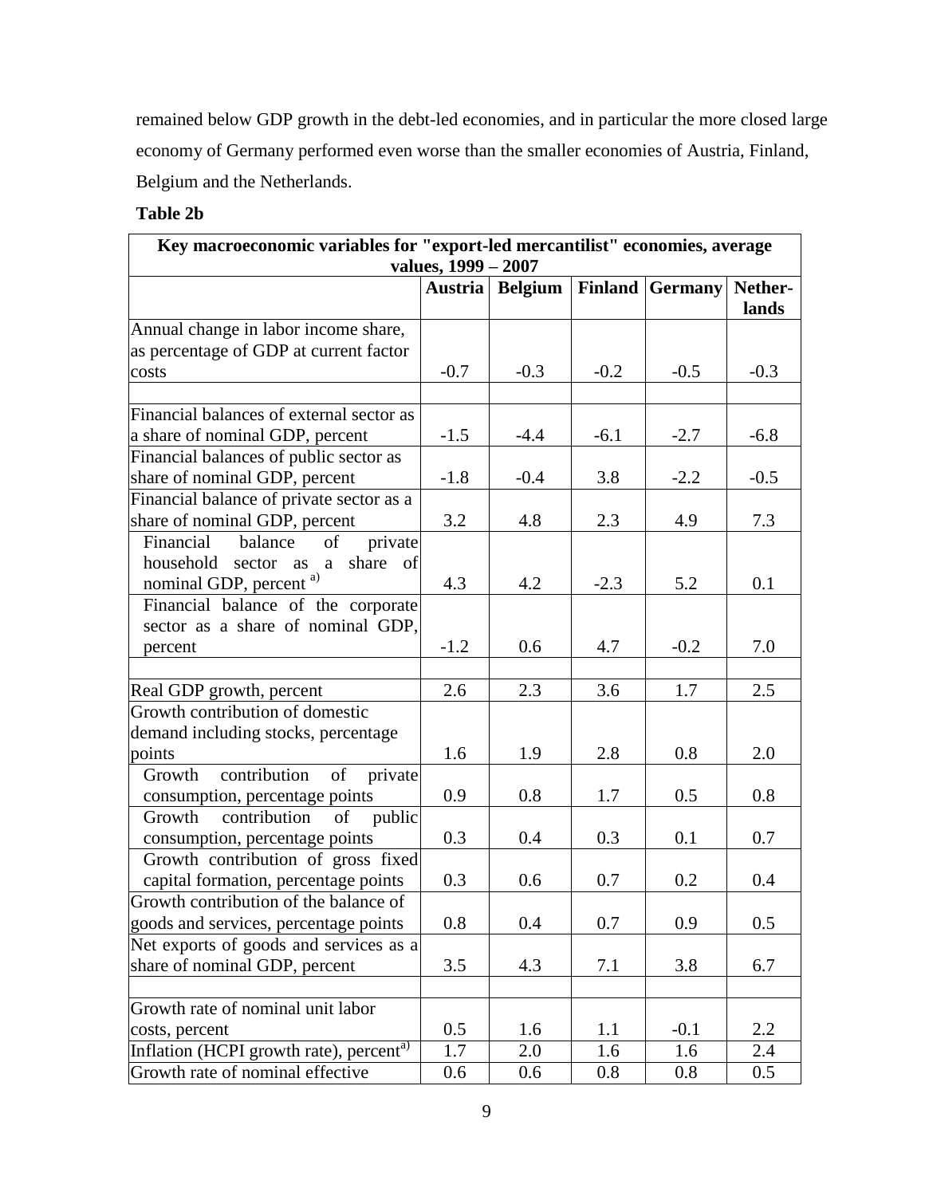remained below GDP growth in the debt-led economies, and in particular the more closed large economy of Germany performed even worse than the smaller economies of Austria, Finland, Belgium and the Netherlands.

**Table 2b**

| Key macroeconomic variables for "export-led mercantilist" economies, average values, 1999 – 2007 | | | | | |
|---|---|---|---|---|---|
| | **Austria** | **Belgium** | **Finland** | **Germany** | **Nether-lands** |
| Annual change in labor income share, as percentage of GDP at current factor costs | -0.7 | -0.3 | -0.2 | -0.5 | -0.3 |
| | | | | | |
| Financial balances of external sector as a share of nominal GDP, percent | -1.5 | -4.4 | -6.1 | -2.7 | -6.8 |
| Financial balances of public sector as share of nominal GDP, percent | -1.8 | -0.4 | 3.8 | -2.2 | -0.5 |
| Financial balance of private sector as a share of nominal GDP, percent | 3.2 | 4.8 | 2.3 | 4.9 | 7.3 |
| Financial balance of private household sector as a share of nominal GDP, percent [a)] | 4.3 | 4.2 | -2.3 | 5.2 | 0.1 |
| Financial balance of the corporate sector as a share of nominal GDP, percent | -1.2 | 0.6 | 4.7 | -0.2 | 7.0 |
| | | | | | |
| Real GDP growth, percent | 2.6 | 2.3 | 3.6 | 1.7 | 2.5 |
| Growth contribution of domestic demand including stocks, percentage points | 1.6 | 1.9 | 2.8 | 0.8 | 2.0 |
| Growth contribution of private consumption, percentage points | 0.9 | 0.8 | 1.7 | 0.5 | 0.8 |
| Growth contribution of public consumption, percentage points | 0.3 | 0.4 | 0.3 | 0.1 | 0.7 |
| Growth contribution of gross fixed capital formation, percentage points | 0.3 | 0.6 | 0.7 | 0.2 | 0.4 |
| Growth contribution of the balance of goods and services, percentage points | 0.8 | 0.4 | 0.7 | 0.9 | 0.5 |
| Net exports of goods and services as a share of nominal GDP, percent | 3.5 | 4.3 | 7.1 | 3.8 | 6.7 |
| | | | | | |
| Growth rate of nominal unit labor costs, percent | 0.5 | 1.6 | 1.1 | -0.1 | 2.2 |
| Inflation (HCPI growth rate), percent[a)] | 1.7 | 2.0 | 1.6 | 1.6 | 2.4 |
| Growth rate of nominal effective | 0.6 | 0.6 | 0.8 | 0.8 | 0.5 |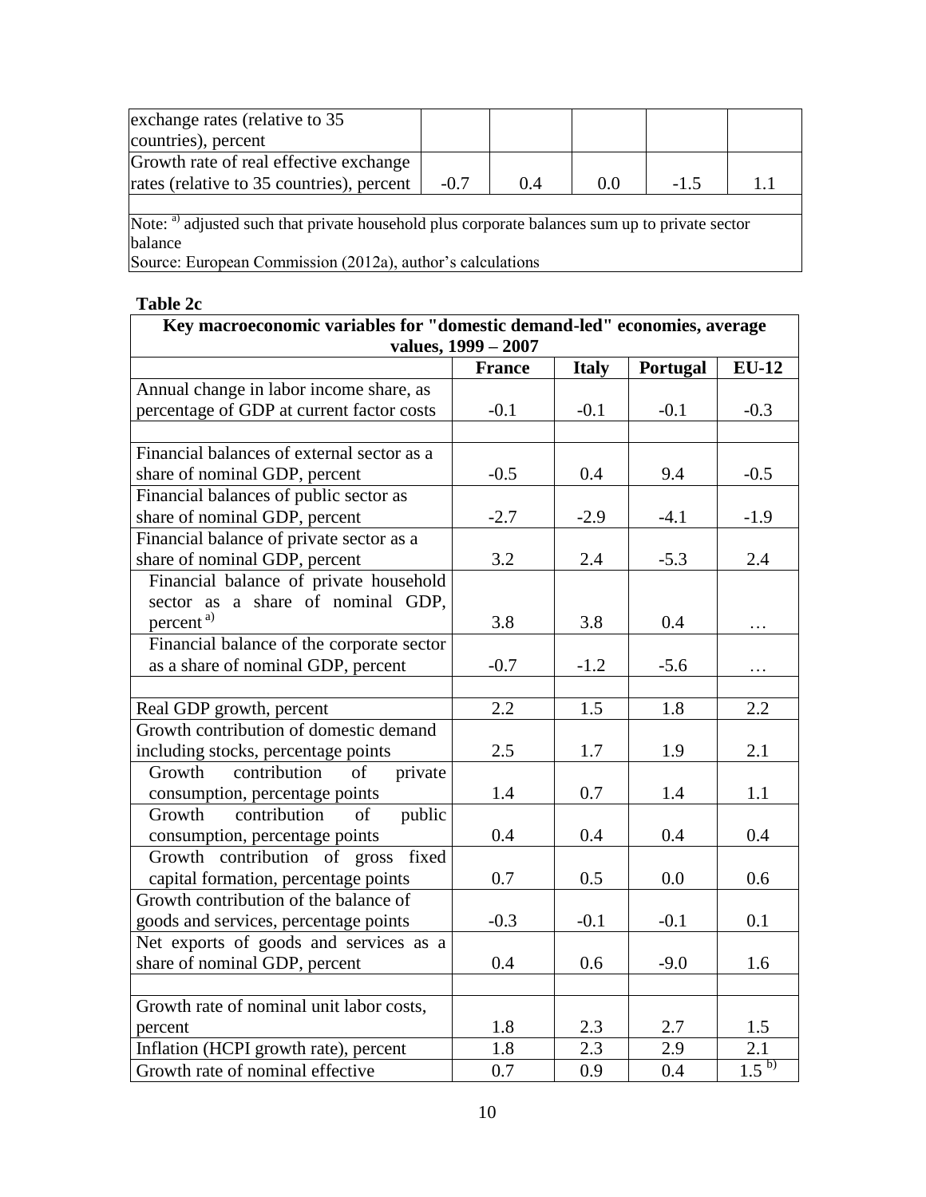| | | | | | |
|---|---|---|---|---|---|
| exchange rates (relative to 35 countries), percent | | | | | |
| Growth rate of real effective exchange rates (relative to 35 countries), percent | -0.7 | 0.4 | 0.0 | -1.5 | 1.1 |

Note: [a] adjusted such that private household plus corporate balances sum up to private sector balance
Source: European Commission (2012a), author's calculations

**Table 2c**

| Key macroeconomic variables for "domestic demand-led" economies, average values, 1999 – 2007 | | | | |
|---|---|---|---|---|
| | **France** | **Italy** | **Portugal** | **EU-12** |
| Annual change in labor income share, as percentage of GDP at current factor costs | -0.1 | -0.1 | -0.1 | -0.3 |
| | | | | |
| Financial balances of external sector as a share of nominal GDP, percent | -0.5 | 0.4 | 9.4 | -0.5 |
| Financial balances of public sector as share of nominal GDP, percent | -2.7 | -2.9 | -4.1 | -1.9 |
| Financial balance of private sector as a share of nominal GDP, percent | 3.2 | 2.4 | -5.3 | 2.4 |
| Financial balance of private household sector as a share of nominal GDP, percent [a] | 3.8 | 3.8 | 0.4 | … |
| Financial balance of the corporate sector as a share of nominal GDP, percent | -0.7 | -1.2 | -5.6 | … |
| | | | | |
| Real GDP growth, percent | 2.2 | 1.5 | 1.8 | 2.2 |
| Growth contribution of domestic demand including stocks, percentage points | 2.5 | 1.7 | 1.9 | 2.1 |
| Growth contribution of private consumption, percentage points | 1.4 | 0.7 | 1.4 | 1.1 |
| Growth contribution of public consumption, percentage points | 0.4 | 0.4 | 0.4 | 0.4 |
| Growth contribution of gross fixed capital formation, percentage points | 0.7 | 0.5 | 0.0 | 0.6 |
| Growth contribution of the balance of goods and services, percentage points | -0.3 | -0.1 | -0.1 | 0.1 |
| Net exports of goods and services as a share of nominal GDP, percent | 0.4 | 0.6 | -9.0 | 1.6 |
| | | | | |
| Growth rate of nominal unit labor costs, percent | 1.8 | 2.3 | 2.7 | 1.5 |
| Inflation (HCPI growth rate), percent | 1.8 | 2.3 | 2.9 | 2.1 |
| Growth rate of nominal effective | 0.7 | 0.9 | 0.4 | 1.5 [b] |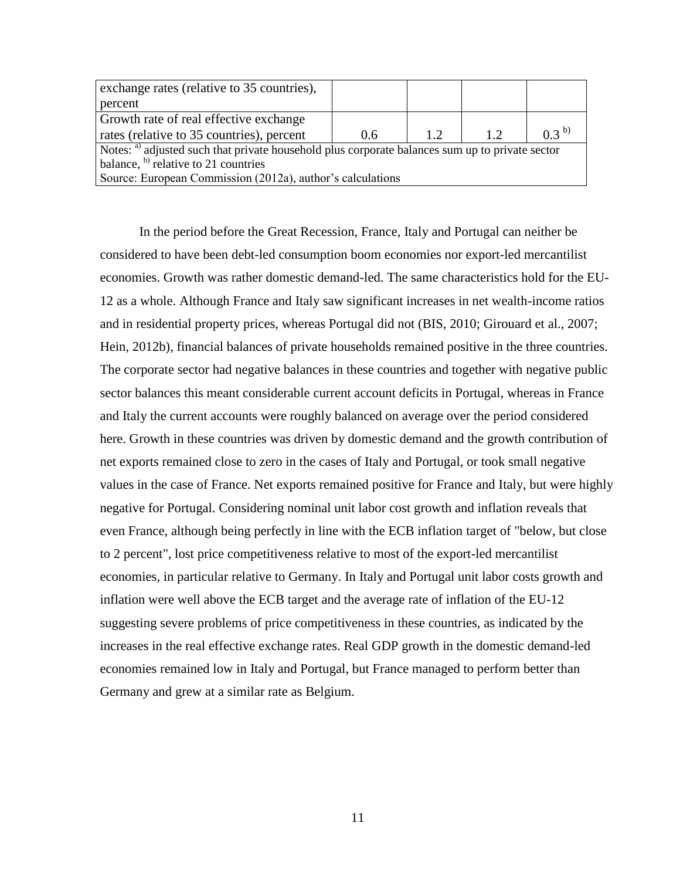| exchange rates (relative to 35 countries), percent | | | | |
|---|---|---|---|---|
| Growth rate of real effective exchange rates (relative to 35 countries), percent | 0.6 | 1.2 | 1.2 | 0.3 [b)] |
| Notes: [a)] adjusted such that private household plus corporate balances sum up to private sector balance, [b)] relative to 21 countries | | | | |
| Source: European Commission (2012a), author's calculations | | | | |

In the period before the Great Recession, France, Italy and Portugal can neither be considered to have been debt-led consumption boom economies nor export-led mercantilist economies. Growth was rather domestic demand-led. The same characteristics hold for the EU-12 as a whole. Although France and Italy saw significant increases in net wealth-income ratios and in residential property prices, whereas Portugal did not (BIS, 2010; Girouard et al., 2007; Hein, 2012b), financial balances of private households remained positive in the three countries. The corporate sector had negative balances in these countries and together with negative public sector balances this meant considerable current account deficits in Portugal, whereas in France and Italy the current accounts were roughly balanced on average over the period considered here. Growth in these countries was driven by domestic demand and the growth contribution of net exports remained close to zero in the cases of Italy and Portugal, or took small negative values in the case of France. Net exports remained positive for France and Italy, but were highly negative for Portugal. Considering nominal unit labor cost growth and inflation reveals that even France, although being perfectly in line with the ECB inflation target of "below, but close to 2 percent", lost price competitiveness relative to most of the export-led mercantilist economies, in particular relative to Germany. In Italy and Portugal unit labor costs growth and inflation were well above the ECB target and the average rate of inflation of the EU-12 suggesting severe problems of price competitiveness in these countries, as indicated by the increases in the real effective exchange rates. Real GDP growth in the domestic demand-led economies remained low in Italy and Portugal, but France managed to perform better than Germany and grew at a similar rate as Belgium.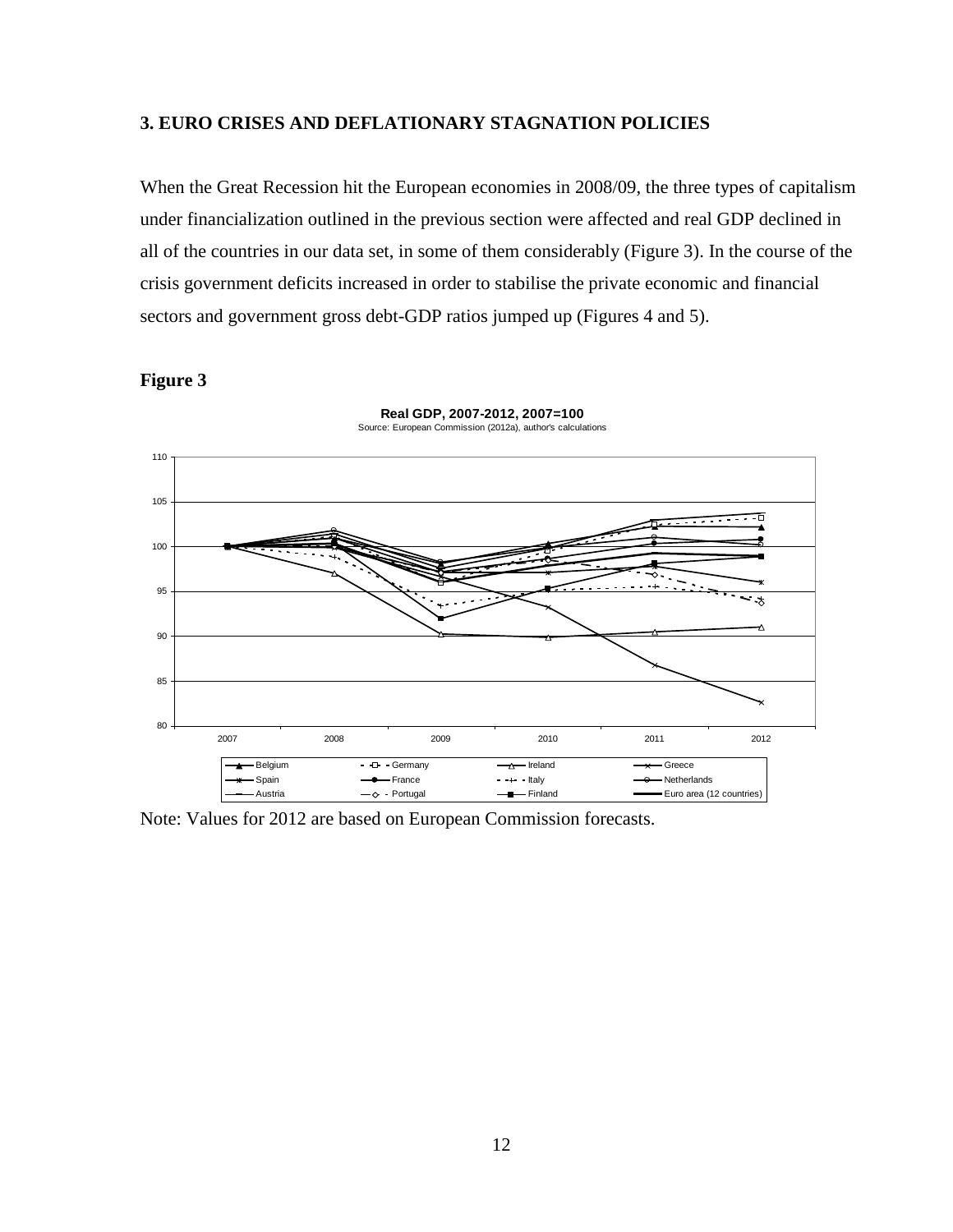### 3. EURO CRISES AND DEFLATIONARY STAGNATION POLICIES

When the Great Recession hit the European economies in 2008/09, the three types of capitalism under financialization outlined in the previous section were affected and real GDP declined in all of the countries in our data set, in some of them considerably (Figure 3). In the course of the crisis government deficits increased in order to stabilise the private economic and financial sectors and government gross debt-GDP ratios jumped up (Figures 4 and 5).

**Figure 3**

**Real GDP, 2007-2012, 2007=100**
Source: European Commission (2012a), author's calculations

Note: Values for 2012 are based on European Commission forecasts.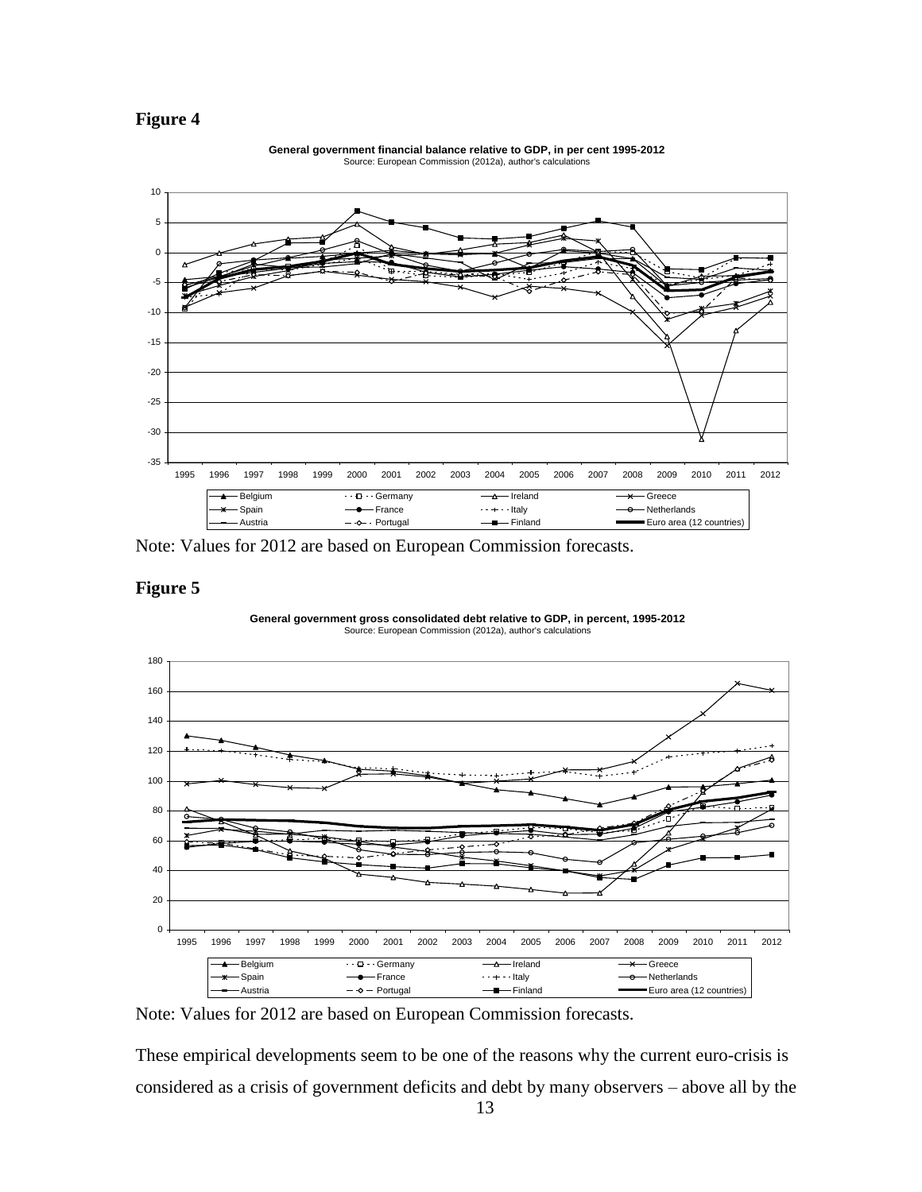**Figure 4**

**General government financial balance relative to GDP, in per cent 1995-2012**
Source: European Commission (2012a), author's calculations

Note: Values for 2012 are based on European Commission forecasts.

**Figure 5**

**General government gross consolidated debt relative to GDP, in percent, 1995-2012**
Source: European Commission (2012a), author's calculations

Note: Values for 2012 are based on European Commission forecasts.

These empirical developments seem to be one of the reasons why the current euro-crisis is considered as a crisis of government deficits and debt by many observers – above all by the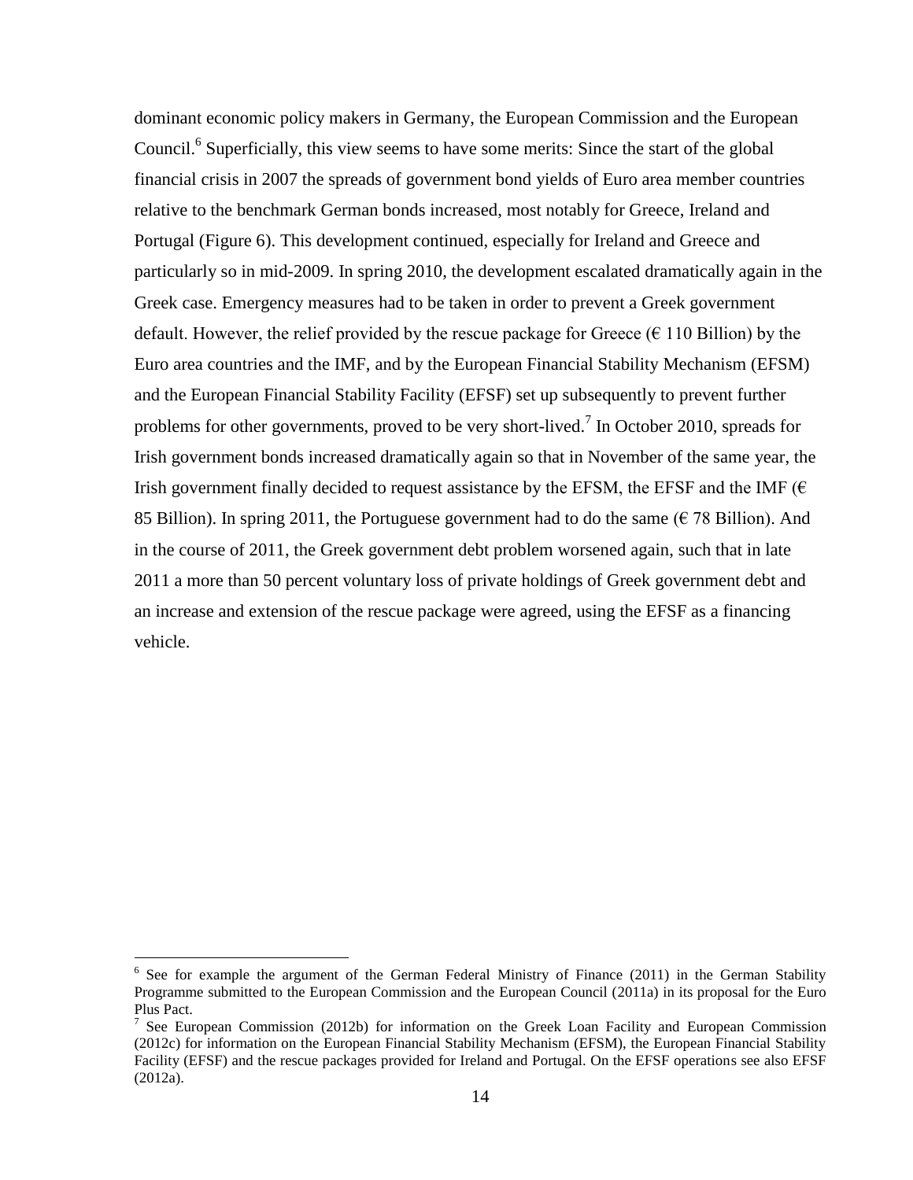dominant economic policy makers in Germany, the European Commission and the European Council.[6] Superficially, this view seems to have some merits: Since the start of the global financial crisis in 2007 the spreads of government bond yields of Euro area member countries relative to the benchmark German bonds increased, most notably for Greece, Ireland and Portugal (Figure 6). This development continued, especially for Ireland and Greece and particularly so in mid-2009. In spring 2010, the development escalated dramatically again in the Greek case. Emergency measures had to be taken in order to prevent a Greek government default. However, the relief provided by the rescue package for Greece (€ 110 Billion) by the Euro area countries and the IMF, and by the European Financial Stability Mechanism (EFSM) and the European Financial Stability Facility (EFSF) set up subsequently to prevent further problems for other governments, proved to be very short-lived.[7] In October 2010, spreads for Irish government bonds increased dramatically again so that in November of the same year, the Irish government finally decided to request assistance by the EFSM, the EFSF and the IMF (€ 85 Billion). In spring 2011, the Portuguese government had to do the same (€ 78 Billion). And in the course of 2011, the Greek government debt problem worsened again, such that in late 2011 a more than 50 percent voluntary loss of private holdings of Greek government debt and an increase and extension of the rescue package were agreed, using the EFSF as a financing vehicle.

---

[6] See for example the argument of the German Federal Ministry of Finance (2011) in the German Stability Programme submitted to the European Commission and the European Council (2011a) in its proposal for the Euro Plus Pact.

[7] See European Commission (2012b) for information on the Greek Loan Facility and European Commission (2012c) for information on the European Financial Stability Mechanism (EFSM), the European Financial Stability Facility (EFSF) and the rescue packages provided for Ireland and Portugal. On the EFSF operations see also EFSF (2012a).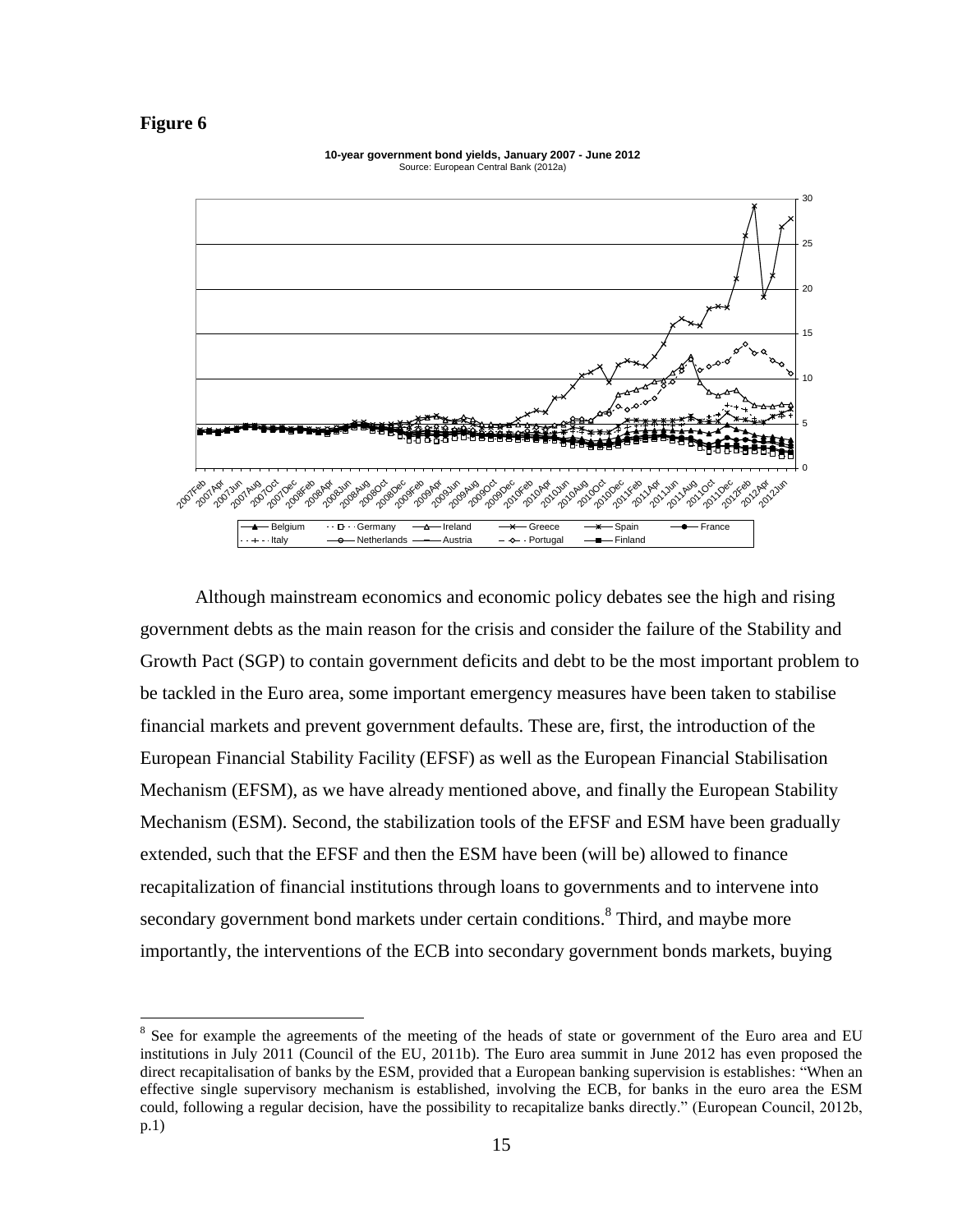**Figure 6**

**10-year government bond yields, January 2007 - June 2012**
Source: European Central Bank (2012a)

Although mainstream economics and economic policy debates see the high and rising government debts as the main reason for the crisis and consider the failure of the Stability and Growth Pact (SGP) to contain government deficits and debt to be the most important problem to be tackled in the Euro area, some important emergency measures have been taken to stabilise financial markets and prevent government defaults. These are, first, the introduction of the European Financial Stability Facility (EFSF) as well as the European Financial Stabilisation Mechanism (EFSM), as we have already mentioned above, and finally the European Stability Mechanism (ESM). Second, the stabilization tools of the EFSF and ESM have been gradually extended, such that the EFSF and then the ESM have been (will be) allowed to finance recapitalization of financial institutions through loans to governments and to intervene into secondary government bond markets under certain conditions.[8] Third, and maybe more importantly, the interventions of the ECB into secondary government bonds markets, buying

[8] See for example the agreements of the meeting of the heads of state or government of the Euro area and EU institutions in July 2011 (Council of the EU, 2011b). The Euro area summit in June 2012 has even proposed the direct recapitalisation of banks by the ESM, provided that a European banking supervision is establishes: "When an effective single supervisory mechanism is established, involving the ECB, for banks in the euro area the ESM could, following a regular decision, have the possibility to recapitalize banks directly." (European Council, 2012b, p.1)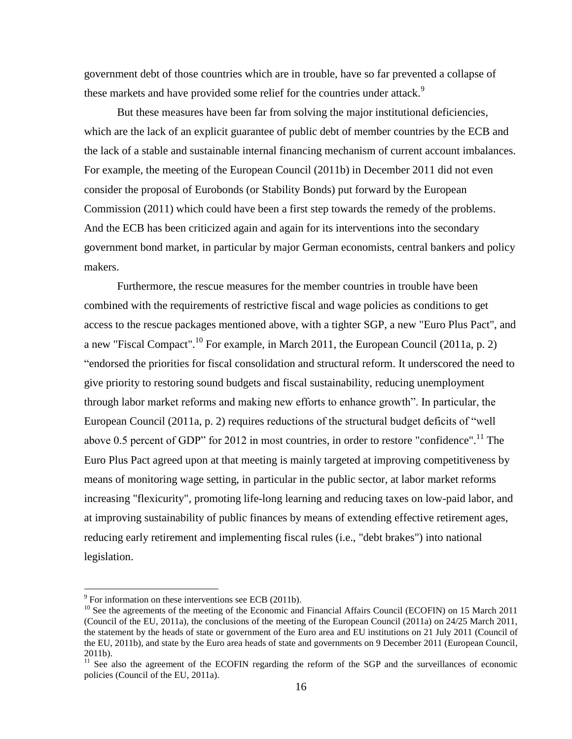government debt of those countries which are in trouble, have so far prevented a collapse of these markets and have provided some relief for the countries under attack.[9]

But these measures have been far from solving the major institutional deficiencies, which are the lack of an explicit guarantee of public debt of member countries by the ECB and the lack of a stable and sustainable internal financing mechanism of current account imbalances. For example, the meeting of the European Council (2011b) in December 2011 did not even consider the proposal of Eurobonds (or Stability Bonds) put forward by the European Commission (2011) which could have been a first step towards the remedy of the problems. And the ECB has been criticized again and again for its interventions into the secondary government bond market, in particular by major German economists, central bankers and policy makers.

Furthermore, the rescue measures for the member countries in trouble have been combined with the requirements of restrictive fiscal and wage policies as conditions to get access to the rescue packages mentioned above, with a tighter SGP, a new "Euro Plus Pact", and a new "Fiscal Compact".[10] For example, in March 2011, the European Council (2011a, p. 2) "endorsed the priorities for fiscal consolidation and structural reform. It underscored the need to give priority to restoring sound budgets and fiscal sustainability, reducing unemployment through labor market reforms and making new efforts to enhance growth". In particular, the European Council (2011a, p. 2) requires reductions of the structural budget deficits of "well above 0.5 percent of GDP" for 2012 in most countries, in order to restore "confidence".[11] The Euro Plus Pact agreed upon at that meeting is mainly targeted at improving competitiveness by means of monitoring wage setting, in particular in the public sector, at labor market reforms increasing "flexicurity", promoting life-long learning and reducing taxes on low-paid labor, and at improving sustainability of public finances by means of extending effective retirement ages, reducing early retirement and implementing fiscal rules (i.e., "debt brakes") into national legislation.

---

[9] For information on these interventions see ECB (2011b).

[10] See the agreements of the meeting of the Economic and Financial Affairs Council (ECOFIN) on 15 March 2011 (Council of the EU, 2011a), the conclusions of the meeting of the European Council (2011a) on 24/25 March 2011, the statement by the heads of state or government of the Euro area and EU institutions on 21 July 2011 (Council of the EU, 2011b), and state by the Euro area heads of state and governments on 9 December 2011 (European Council, 2011b).

[11] See also the agreement of the ECOFIN regarding the reform of the SGP and the surveillances of economic policies (Council of the EU, 2011a).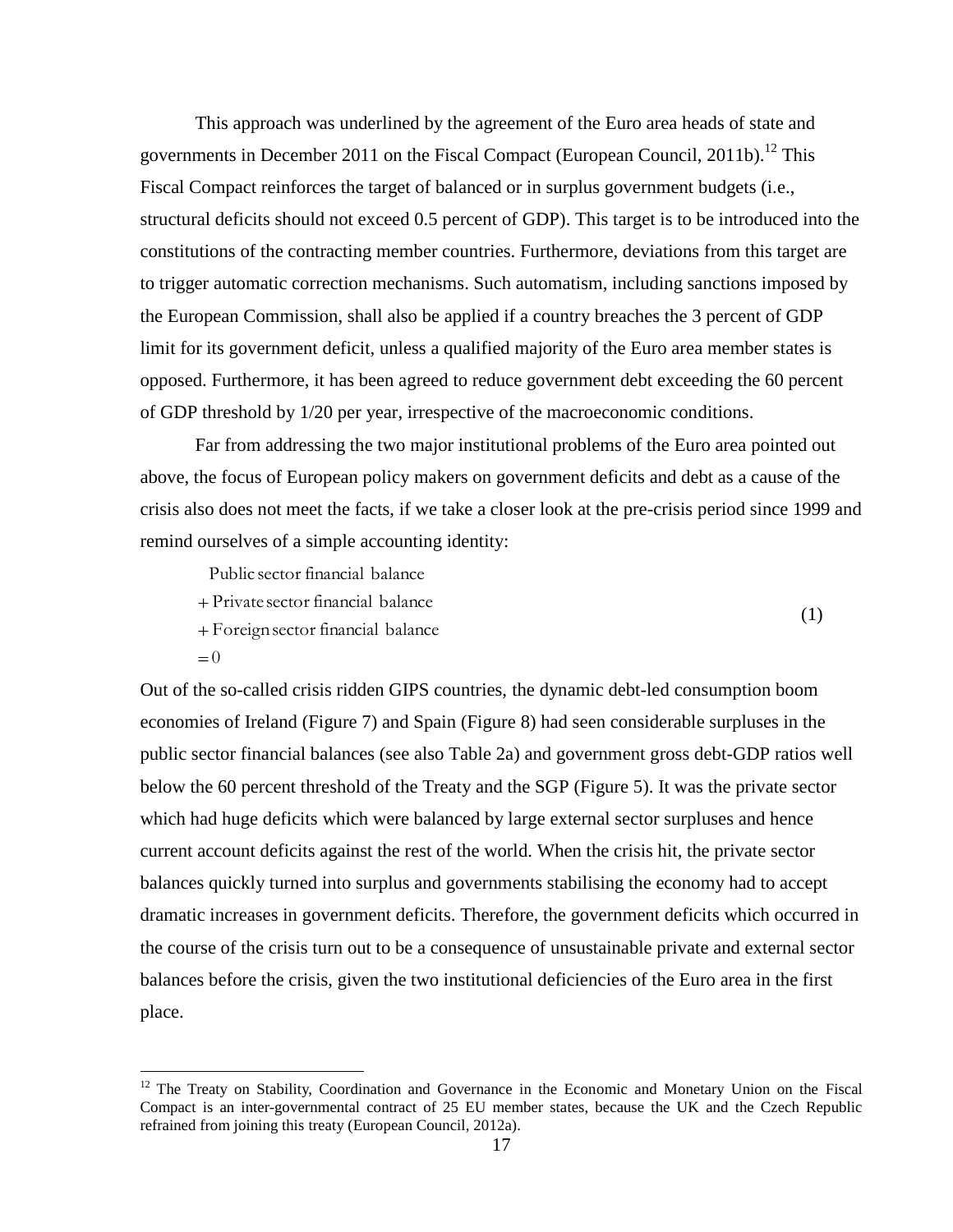This approach was underlined by the agreement of the Euro area heads of state and governments in December 2011 on the Fiscal Compact (European Council, 2011b).[12] This Fiscal Compact reinforces the target of balanced or in surplus government budgets (i.e., structural deficits should not exceed 0.5 percent of GDP). This target is to be introduced into the constitutions of the contracting member countries. Furthermore, deviations from this target are to trigger automatic correction mechanisms. Such automatism, including sanctions imposed by the European Commission, shall also be applied if a country breaches the 3 percent of GDP limit for its government deficit, unless a qualified majority of the Euro area member states is opposed. Furthermore, it has been agreed to reduce government debt exceeding the 60 percent of GDP threshold by 1/20 per year, irrespective of the macroeconomic conditions.

Far from addressing the two major institutional problems of the Euro area pointed out above, the focus of European policy makers on government deficits and debt as a cause of the crisis also does not meet the facts, if we take a closer look at the pre-crisis period since 1999 and remind ourselves of a simple accounting identity:

$$
\begin{aligned}
&\text{Public sector financial balance} \\
&+ \text{Private sector financial balance} \\
&+ \text{Foreign sector financial balance} \\
&= 0
\end{aligned}
\tag{1}
$$

Out of the so-called crisis ridden GIPS countries, the dynamic debt-led consumption boom economies of Ireland (Figure 7) and Spain (Figure 8) had seen considerable surpluses in the public sector financial balances (see also Table 2a) and government gross debt-GDP ratios well below the 60 percent threshold of the Treaty and the SGP (Figure 5). It was the private sector which had huge deficits which were balanced by large external sector surpluses and hence current account deficits against the rest of the world. When the crisis hit, the private sector balances quickly turned into surplus and governments stabilising the economy had to accept dramatic increases in government deficits. Therefore, the government deficits which occurred in the course of the crisis turn out to be a consequence of unsustainable private and external sector balances before the crisis, given the two institutional deficiencies of the Euro area in the first place.

[12] The Treaty on Stability, Coordination and Governance in the Economic and Monetary Union on the Fiscal Compact is an inter-governmental contract of 25 EU member states, because the UK and the Czech Republic refrained from joining this treaty (European Council, 2012a).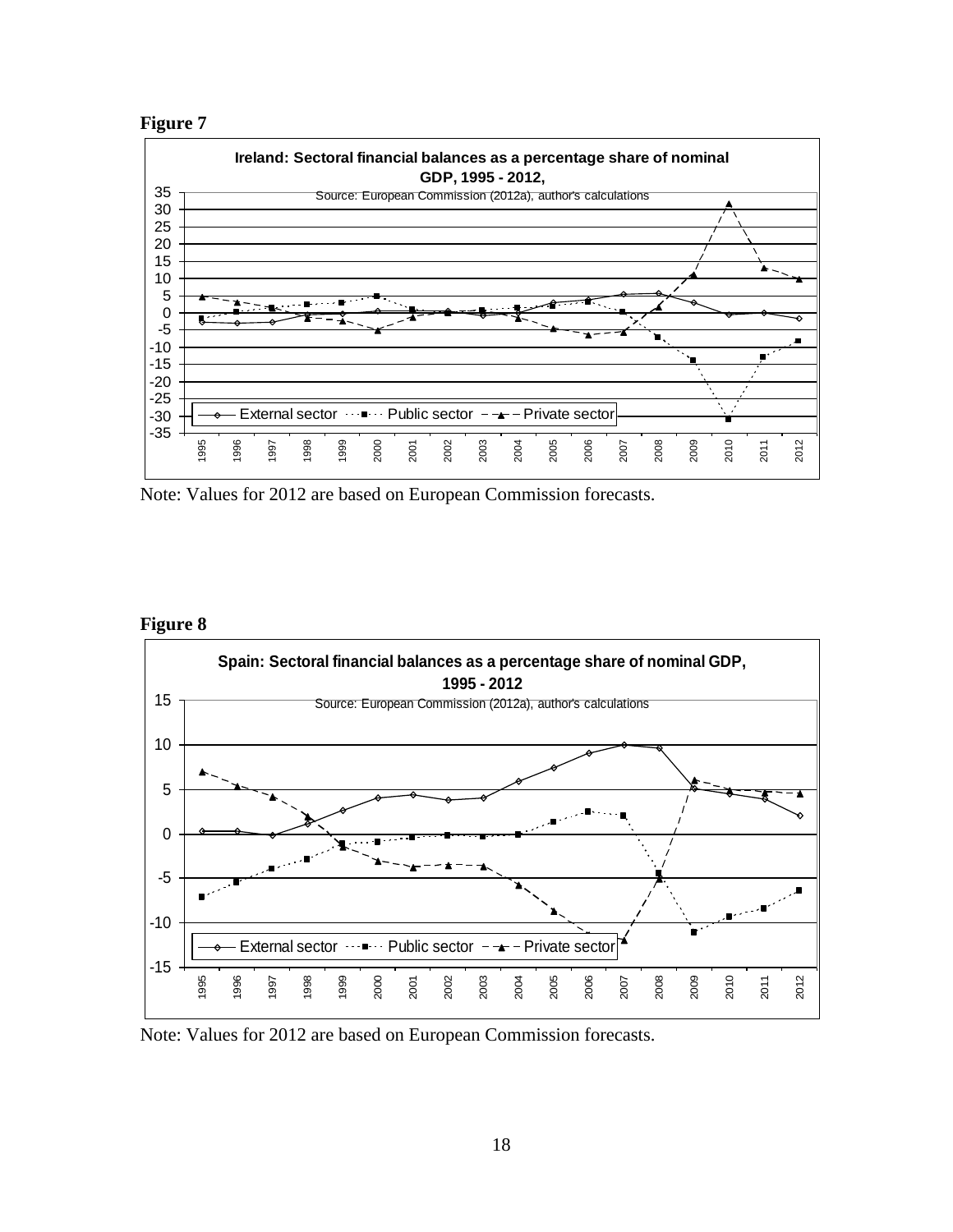**Figure 7**

**Ireland: Sectoral financial balances as a percentage share of nominal GDP, 1995 - 2012,**

Source: European Commission (2012a), author's calculations

Note: Values for 2012 are based on European Commission forecasts.

**Figure 8**

**Spain: Sectoral financial balances as a percentage share of nominal GDP, 1995 - 2012**

Source: European Commission (2012a), author's calculations

Note: Values for 2012 are based on European Commission forecasts.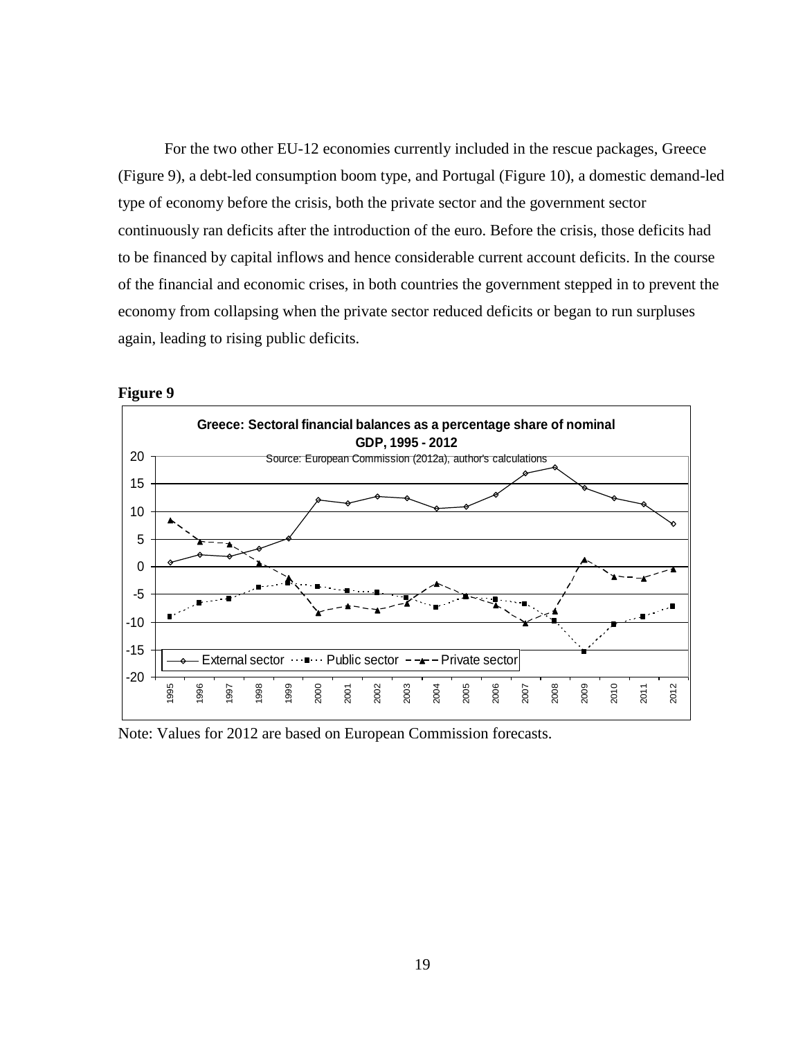For the two other EU-12 economies currently included in the rescue packages, Greece (Figure 9), a debt-led consumption boom type, and Portugal (Figure 10), a domestic demand-led type of economy before the crisis, both the private sector and the government sector continuously ran deficits after the introduction of the euro. Before the crisis, those deficits had to be financed by capital inflows and hence considerable current account deficits. In the course of the financial and economic crises, in both countries the government stepped in to prevent the economy from collapsing when the private sector reduced deficits or began to run surpluses again, leading to rising public deficits.

**Figure 9**

**Greece: Sectoral financial balances as a percentage share of nominal GDP, 1995 - 2012**

Source: European Commission (2012a), author's calculations

Note: Values for 2012 are based on European Commission forecasts.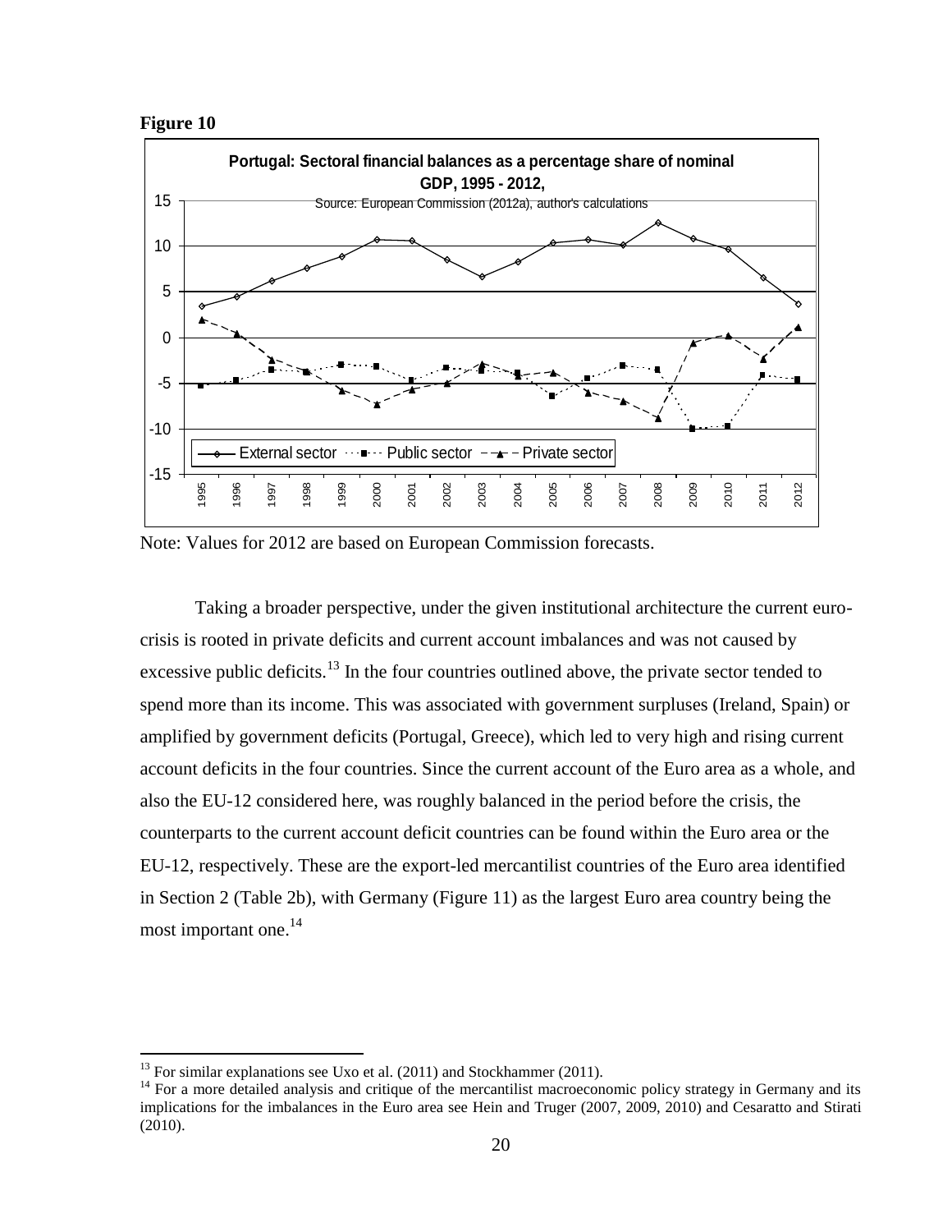**Figure 10**

Note: Values for 2012 are based on European Commission forecasts.

Taking a broader perspective, under the given institutional architecture the current euro-crisis is rooted in private deficits and current account imbalances and was not caused by excessive public deficits.[13] In the four countries outlined above, the private sector tended to spend more than its income. This was associated with government surpluses (Ireland, Spain) or amplified by government deficits (Portugal, Greece), which led to very high and rising current account deficits in the four countries. Since the current account of the Euro area as a whole, and also the EU-12 considered here, was roughly balanced in the period before the crisis, the counterparts to the current account deficit countries can be found within the Euro area or the EU-12, respectively. These are the export-led mercantilist countries of the Euro area identified in Section 2 (Table 2b), with Germany (Figure 11) as the largest Euro area country being the most important one.[14]

[13] For similar explanations see Uxo et al. (2011) and Stockhammer (2011).

[14] For a more detailed analysis and critique of the mercantilist macroeconomic policy strategy in Germany and its implications for the imbalances in the Euro area see Hein and Truger (2007, 2009, 2010) and Cesaratto and Stirati (2010).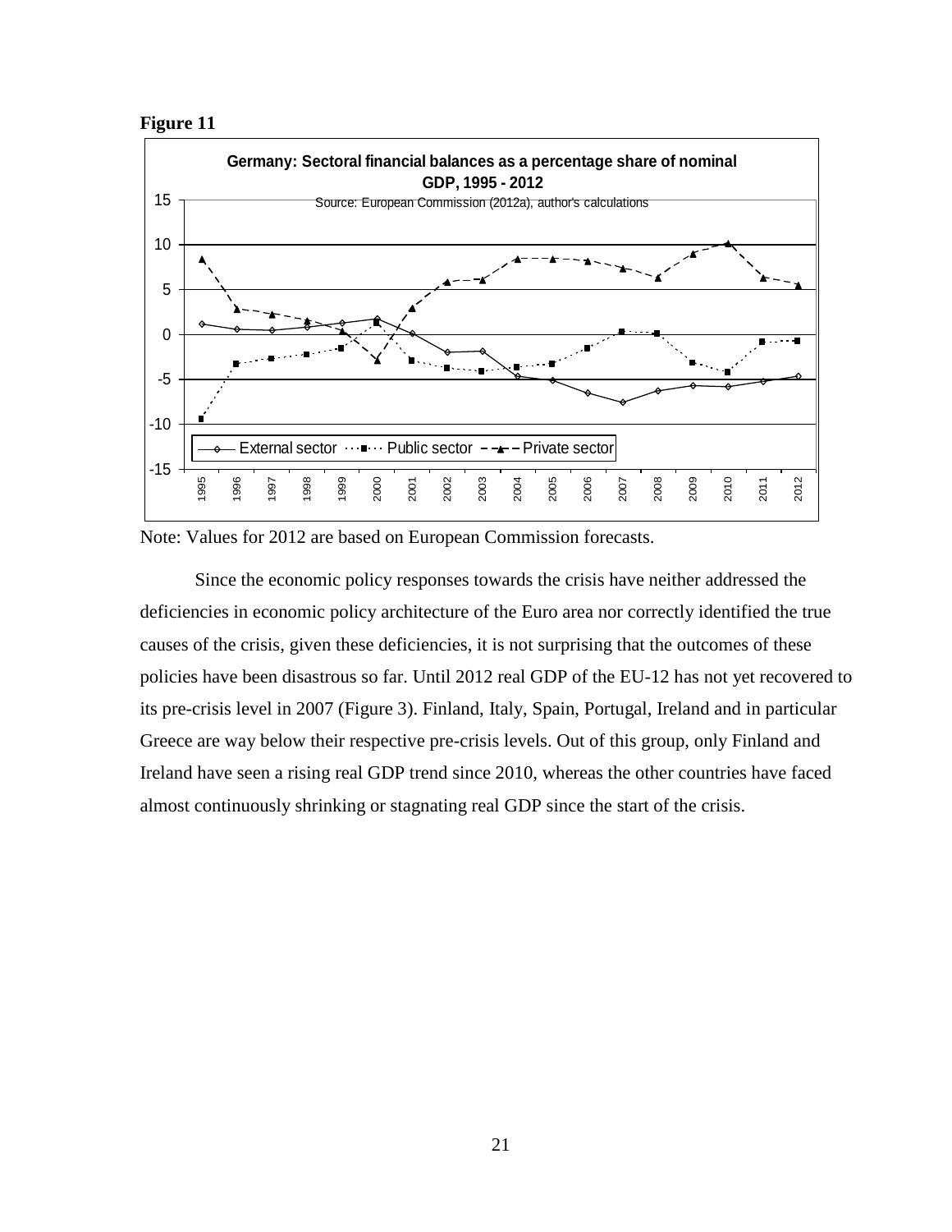**Figure 11**

**Germany: Sectoral financial balances as a percentage share of nominal GDP, 1995 - 2012**

Source: European Commission (2012a), author's calculations

Note: Values for 2012 are based on European Commission forecasts.

Since the economic policy responses towards the crisis have neither addressed the deficiencies in economic policy architecture of the Euro area nor correctly identified the true causes of the crisis, given these deficiencies, it is not surprising that the outcomes of these policies have been disastrous so far. Until 2012 real GDP of the EU-12 has not yet recovered to its pre-crisis level in 2007 (Figure 3). Finland, Italy, Spain, Portugal, Ireland and in particular Greece are way below their respective pre-crisis levels. Out of this group, only Finland and Ireland have seen a rising real GDP trend since 2010, whereas the other countries have faced almost continuously shrinking or stagnating real GDP since the start of the crisis.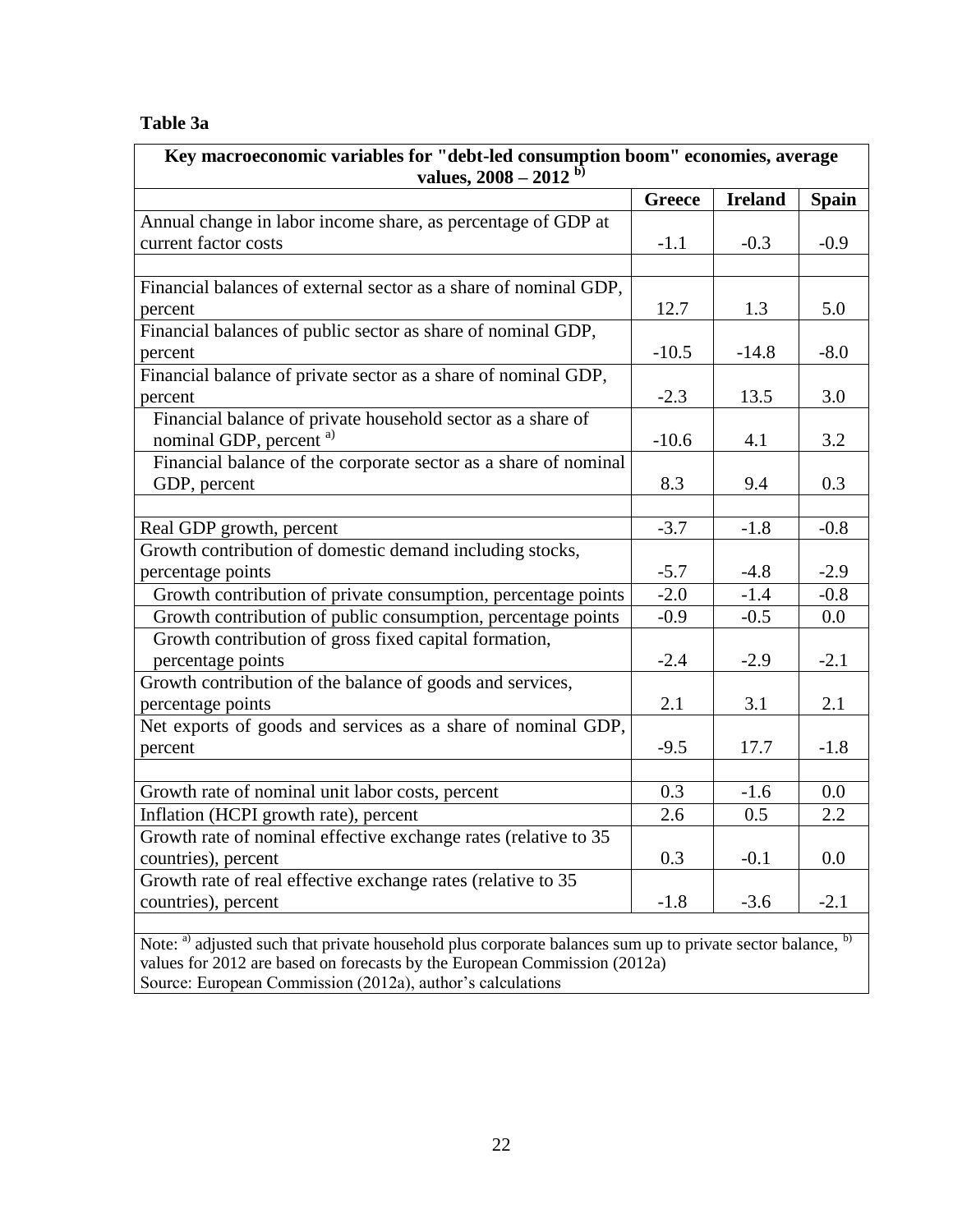**Table 3a**

| Key macroeconomic variables for "debt-led consumption boom" economies, average values, 2008 – 2012 [b] | | | |
|---|---|---|---|
| | **Greece** | **Ireland** | **Spain** |
| Annual change in labor income share, as percentage of GDP at current factor costs | -1.1 | -0.3 | -0.9 |
| | | | |
| Financial balances of external sector as a share of nominal GDP, percent | 12.7 | 1.3 | 5.0 |
| Financial balances of public sector as share of nominal GDP, percent | -10.5 | -14.8 | -8.0 |
| Financial balance of private sector as a share of nominal GDP, percent | -2.3 | 13.5 | 3.0 |
| Financial balance of private household sector as a share of nominal GDP, percent [a] | -10.6 | 4.1 | 3.2 |
| Financial balance of the corporate sector as a share of nominal GDP, percent | 8.3 | 9.4 | 0.3 |
| | | | |
| Real GDP growth, percent | -3.7 | -1.8 | -0.8 |
| Growth contribution of domestic demand including stocks, percentage points | -5.7 | -4.8 | -2.9 |
| Growth contribution of private consumption, percentage points | -2.0 | -1.4 | -0.8 |
| Growth contribution of public consumption, percentage points | -0.9 | -0.5 | 0.0 |
| Growth contribution of gross fixed capital formation, percentage points | -2.4 | -2.9 | -2.1 |
| Growth contribution of the balance of goods and services, percentage points | 2.1 | 3.1 | 2.1 |
| Net exports of goods and services as a share of nominal GDP, percent | -9.5 | 17.7 | -1.8 |
| | | | |
| Growth rate of nominal unit labor costs, percent | 0.3 | -1.6 | 0.0 |
| Inflation (HCPI growth rate), percent | 2.6 | 0.5 | 2.2 |
| Growth rate of nominal effective exchange rates (relative to 35 countries), percent | 0.3 | -0.1 | 0.0 |
| Growth rate of real effective exchange rates (relative to 35 countries), percent | -1.8 | -3.6 | -2.1 |

Note: [a] adjusted such that private household plus corporate balances sum up to private sector balance, [b] values for 2012 are based on forecasts by the European Commission (2012a)
Source: European Commission (2012a), author's calculations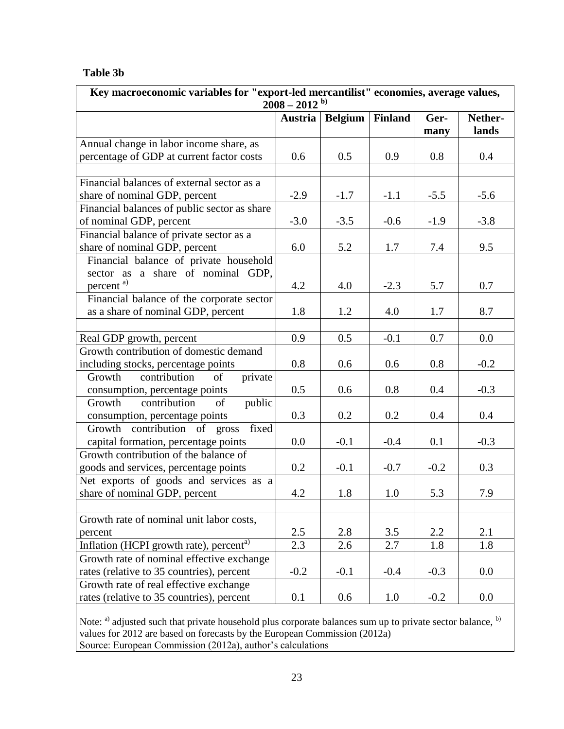**Table 3b**

| Key macroeconomic variables for "export-led mercantilist" economies, average values, 2008 – 2012 [b)] | | | | | |
|---|---|---|---|---|---|
| | **Austria** | **Belgium** | **Finland** | **Germany** | **Netherlands** |
| Annual change in labor income share, as percentage of GDP at current factor costs | 0.6 | 0.5 | 0.9 | 0.8 | 0.4 |
| | | | | | |
| Financial balances of external sector as a share of nominal GDP, percent | -2.9 | -1.7 | -1.1 | -5.5 | -5.6 |
| Financial balances of public sector as share of nominal GDP, percent | -3.0 | -3.5 | -0.6 | -1.9 | -3.8 |
| Financial balance of private sector as a share of nominal GDP, percent | 6.0 | 5.2 | 1.7 | 7.4 | 9.5 |
| Financial balance of private household sector as a share of nominal GDP, percent [a)] | 4.2 | 4.0 | -2.3 | 5.7 | 0.7 |
| Financial balance of the corporate sector as a share of nominal GDP, percent | 1.8 | 1.2 | 4.0 | 1.7 | 8.7 |
| | | | | | |
| Real GDP growth, percent | 0.9 | 0.5 | -0.1 | 0.7 | 0.0 |
| Growth contribution of domestic demand including stocks, percentage points | 0.8 | 0.6 | 0.6 | 0.8 | -0.2 |
| Growth contribution of private consumption, percentage points | 0.5 | 0.6 | 0.8 | 0.4 | -0.3 |
| Growth contribution of public consumption, percentage points | 0.3 | 0.2 | 0.2 | 0.4 | 0.4 |
| Growth contribution of gross fixed capital formation, percentage points | 0.0 | -0.1 | -0.4 | 0.1 | -0.3 |
| Growth contribution of the balance of goods and services, percentage points | 0.2 | -0.1 | -0.7 | -0.2 | 0.3 |
| Net exports of goods and services as a share of nominal GDP, percent | 4.2 | 1.8 | 1.0 | 5.3 | 7.9 |
| | | | | | |
| Growth rate of nominal unit labor costs, percent | 2.5 | 2.8 | 3.5 | 2.2 | 2.1 |
| Inflation (HCPI growth rate), percent[a)] | 2.3 | 2.6 | 2.7 | 1.8 | 1.8 |
| Growth rate of nominal effective exchange rates (relative to 35 countries), percent | -0.2 | -0.1 | -0.4 | -0.3 | 0.0 |
| Growth rate of real effective exchange rates (relative to 35 countries), percent | 0.1 | 0.6 | 1.0 | -0.2 | 0.0 |

Note: [a)] adjusted such that private household plus corporate balances sum up to private sector balance, [b)] values for 2012 are based on forecasts by the European Commission (2012a)
Source: European Commission (2012a), author's calculations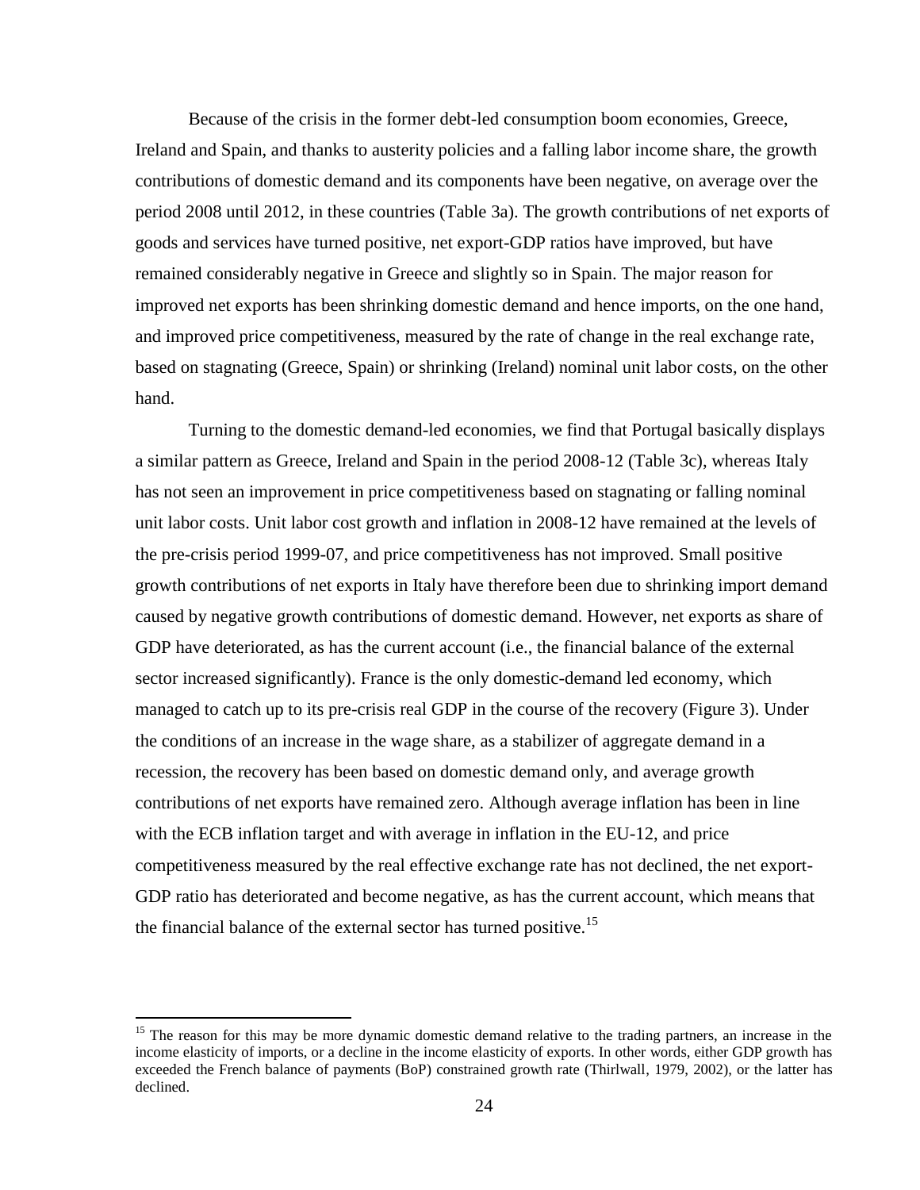Because of the crisis in the former debt-led consumption boom economies, Greece, Ireland and Spain, and thanks to austerity policies and a falling labor income share, the growth contributions of domestic demand and its components have been negative, on average over the period 2008 until 2012, in these countries (Table 3a). The growth contributions of net exports of goods and services have turned positive, net export-GDP ratios have improved, but have remained considerably negative in Greece and slightly so in Spain. The major reason for improved net exports has been shrinking domestic demand and hence imports, on the one hand, and improved price competitiveness, measured by the rate of change in the real exchange rate, based on stagnating (Greece, Spain) or shrinking (Ireland) nominal unit labor costs, on the other hand.

Turning to the domestic demand-led economies, we find that Portugal basically displays a similar pattern as Greece, Ireland and Spain in the period 2008-12 (Table 3c), whereas Italy has not seen an improvement in price competitiveness based on stagnating or falling nominal unit labor costs. Unit labor cost growth and inflation in 2008-12 have remained at the levels of the pre-crisis period 1999-07, and price competitiveness has not improved. Small positive growth contributions of net exports in Italy have therefore been due to shrinking import demand caused by negative growth contributions of domestic demand. However, net exports as share of GDP have deteriorated, as has the current account (i.e., the financial balance of the external sector increased significantly). France is the only domestic-demand led economy, which managed to catch up to its pre-crisis real GDP in the course of the recovery (Figure 3). Under the conditions of an increase in the wage share, as a stabilizer of aggregate demand in a recession, the recovery has been based on domestic demand only, and average growth contributions of net exports have remained zero. Although average inflation has been in line with the ECB inflation target and with average in inflation in the EU-12, and price competitiveness measured by the real effective exchange rate has not declined, the net export-GDP ratio has deteriorated and become negative, as has the current account, which means that the financial balance of the external sector has turned positive.[15]

---

[15] The reason for this may be more dynamic domestic demand relative to the trading partners, an increase in the income elasticity of imports, or a decline in the income elasticity of exports. In other words, either GDP growth has exceeded the French balance of payments (BoP) constrained growth rate (Thirlwall, 1979, 2002), or the latter has declined.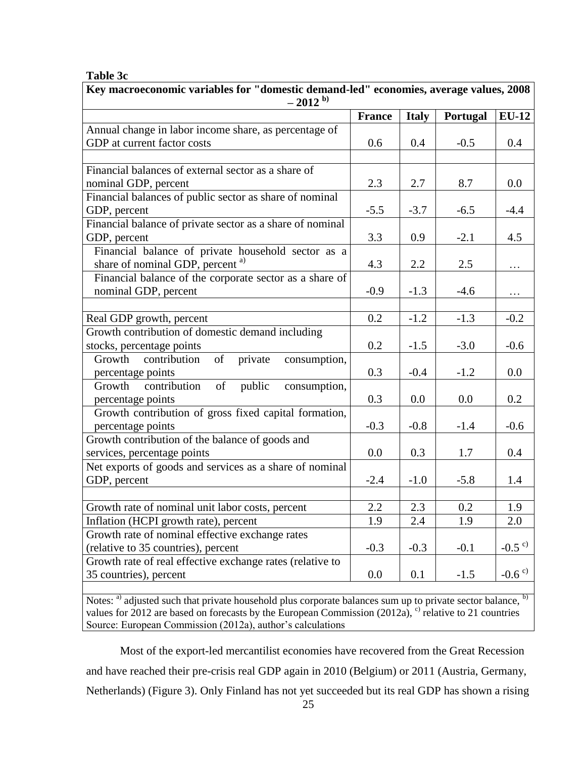**Table 3c**

| Key macroeconomic variables for "domestic demand-led" economies, average values, 2008 – 2012 [b] | | | | |
|---|---|---|---|---|
| | **France** | **Italy** | **Portugal** | **EU-12** |
| Annual change in labor income share, as percentage of GDP at current factor costs | 0.6 | 0.4 | -0.5 | 0.4 |
| | | | | |
| Financial balances of external sector as a share of nominal GDP, percent | 2.3 | 2.7 | 8.7 | 0.0 |
| Financial balances of public sector as share of nominal GDP, percent | -5.5 | -3.7 | -6.5 | -4.4 |
| Financial balance of private sector as a share of nominal GDP, percent | 3.3 | 0.9 | -2.1 | 4.5 |
| Financial balance of private household sector as a share of nominal GDP, percent [a] | 4.3 | 2.2 | 2.5 | … |
| Financial balance of the corporate sector as a share of nominal GDP, percent | -0.9 | -1.3 | -4.6 | … |
| | | | | |
| Real GDP growth, percent | 0.2 | -1.2 | -1.3 | -0.2 |
| Growth contribution of domestic demand including stocks, percentage points | 0.2 | -1.5 | -3.0 | -0.6 |
| Growth contribution of private consumption, percentage points | 0.3 | -0.4 | -1.2 | 0.0 |
| Growth contribution of public consumption, percentage points | 0.3 | 0.0 | 0.0 | 0.2 |
| Growth contribution of gross fixed capital formation, percentage points | -0.3 | -0.8 | -1.4 | -0.6 |
| Growth contribution of the balance of goods and services, percentage points | 0.0 | 0.3 | 1.7 | 0.4 |
| Net exports of goods and services as a share of nominal GDP, percent | -2.4 | -1.0 | -5.8 | 1.4 |
| | | | | |
| Growth rate of nominal unit labor costs, percent | 2.2 | 2.3 | 0.2 | 1.9 |
| Inflation (HCPI growth rate), percent | 1.9 | 2.4 | 1.9 | 2.0 |
| Growth rate of nominal effective exchange rates (relative to 35 countries), percent | -0.3 | -0.3 | -0.1 | -0.5 [c] |
| Growth rate of real effective exchange rates (relative to 35 countries), percent | 0.0 | 0.1 | -1.5 | -0.6 [c] |

Notes: [a] adjusted such that private household plus corporate balances sum up to private sector balance, [b] values for 2012 are based on forecasts by the European Commission (2012a), [c] relative to 21 countries
Source: European Commission (2012a), author's calculations

Most of the export-led mercantilist economies have recovered from the Great Recession and have reached their pre-crisis real GDP again in 2010 (Belgium) or 2011 (Austria, Germany, Netherlands) (Figure 3). Only Finland has not yet succeeded but its real GDP has shown a rising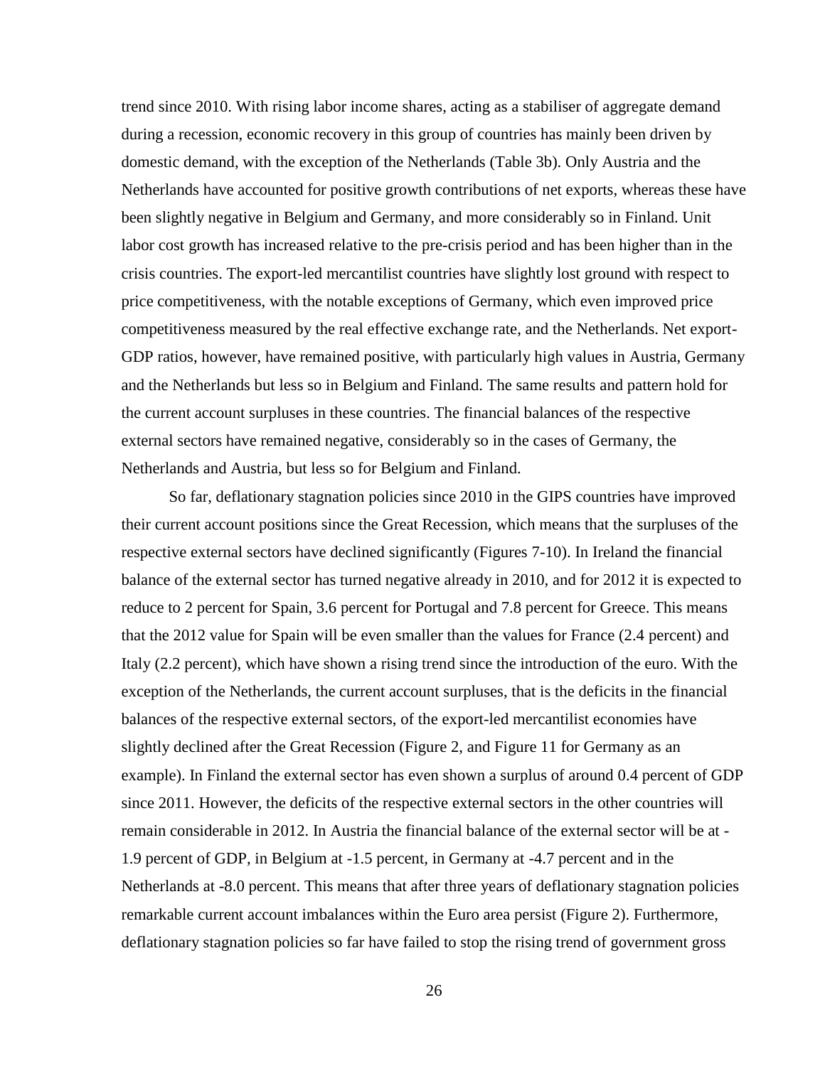trend since 2010. With rising labor income shares, acting as a stabiliser of aggregate demand during a recession, economic recovery in this group of countries has mainly been driven by domestic demand, with the exception of the Netherlands (Table 3b). Only Austria and the Netherlands have accounted for positive growth contributions of net exports, whereas these have been slightly negative in Belgium and Germany, and more considerably so in Finland. Unit labor cost growth has increased relative to the pre-crisis period and has been higher than in the crisis countries. The export-led mercantilist countries have slightly lost ground with respect to price competitiveness, with the notable exceptions of Germany, which even improved price competitiveness measured by the real effective exchange rate, and the Netherlands. Net export-GDP ratios, however, have remained positive, with particularly high values in Austria, Germany and the Netherlands but less so in Belgium and Finland. The same results and pattern hold for the current account surpluses in these countries. The financial balances of the respective external sectors have remained negative, considerably so in the cases of Germany, the Netherlands and Austria, but less so for Belgium and Finland.

So far, deflationary stagnation policies since 2010 in the GIPS countries have improved their current account positions since the Great Recession, which means that the surpluses of the respective external sectors have declined significantly (Figures 7-10). In Ireland the financial balance of the external sector has turned negative already in 2010, and for 2012 it is expected to reduce to 2 percent for Spain, 3.6 percent for Portugal and 7.8 percent for Greece. This means that the 2012 value for Spain will be even smaller than the values for France (2.4 percent) and Italy (2.2 percent), which have shown a rising trend since the introduction of the euro. With the exception of the Netherlands, the current account surpluses, that is the deficits in the financial balances of the respective external sectors, of the export-led mercantilist economies have slightly declined after the Great Recession (Figure 2, and Figure 11 for Germany as an example). In Finland the external sector has even shown a surplus of around 0.4 percent of GDP since 2011. However, the deficits of the respective external sectors in the other countries will remain considerable in 2012. In Austria the financial balance of the external sector will be at -1.9 percent of GDP, in Belgium at -1.5 percent, in Germany at -4.7 percent and in the Netherlands at -8.0 percent. This means that after three years of deflationary stagnation policies remarkable current account imbalances within the Euro area persist (Figure 2). Furthermore, deflationary stagnation policies so far have failed to stop the rising trend of government gross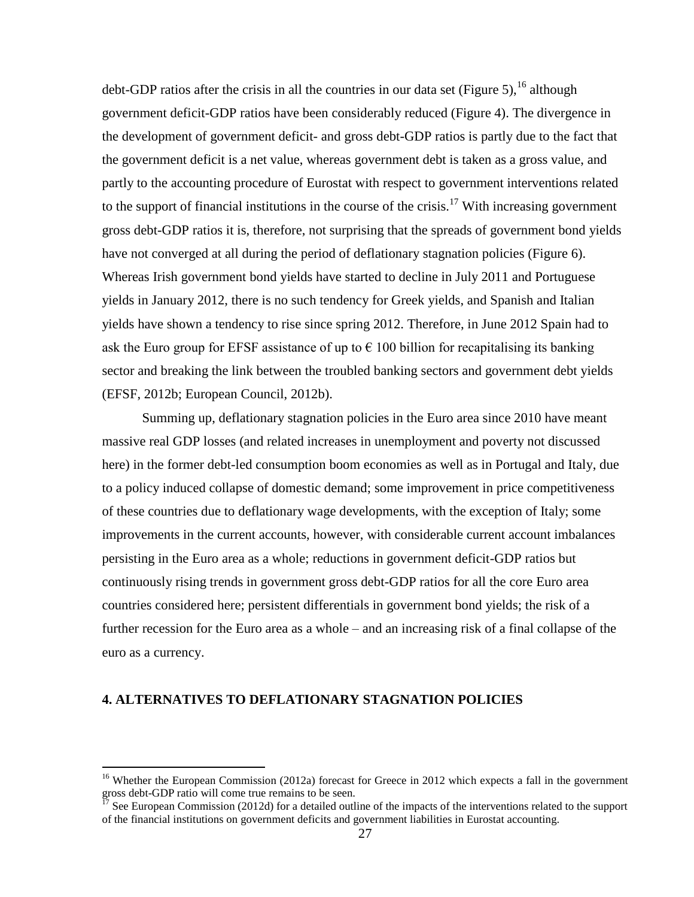debt-GDP ratios after the crisis in all the countries in our data set (Figure 5),[16] although government deficit-GDP ratios have been considerably reduced (Figure 4). The divergence in the development of government deficit- and gross debt-GDP ratios is partly due to the fact that the government deficit is a net value, whereas government debt is taken as a gross value, and partly to the accounting procedure of Eurostat with respect to government interventions related to the support of financial institutions in the course of the crisis.[17] With increasing government gross debt-GDP ratios it is, therefore, not surprising that the spreads of government bond yields have not converged at all during the period of deflationary stagnation policies (Figure 6). Whereas Irish government bond yields have started to decline in July 2011 and Portuguese yields in January 2012, there is no such tendency for Greek yields, and Spanish and Italian yields have shown a tendency to rise since spring 2012. Therefore, in June 2012 Spain had to ask the Euro group for EFSF assistance of up to € 100 billion for recapitalising its banking sector and breaking the link between the troubled banking sectors and government debt yields (EFSF, 2012b; European Council, 2012b).

Summing up, deflationary stagnation policies in the Euro area since 2010 have meant massive real GDP losses (and related increases in unemployment and poverty not discussed here) in the former debt-led consumption boom economies as well as in Portugal and Italy, due to a policy induced collapse of domestic demand; some improvement in price competitiveness of these countries due to deflationary wage developments, with the exception of Italy; some improvements in the current accounts, however, with considerable current account imbalances persisting in the Euro area as a whole; reductions in government deficit-GDP ratios but continuously rising trends in government gross debt-GDP ratios for all the core Euro area countries considered here; persistent differentials in government bond yields; the risk of a further recession for the Euro area as a whole – and an increasing risk of a final collapse of the euro as a currency.

## 4. ALTERNATIVES TO DEFLATIONARY STAGNATION POLICIES

---

[16] Whether the European Commission (2012a) forecast for Greece in 2012 which expects a fall in the government gross debt-GDP ratio will come true remains to be seen.

[17] See European Commission (2012d) for a detailed outline of the impacts of the interventions related to the support of the financial institutions on government deficits and government liabilities in Eurostat accounting.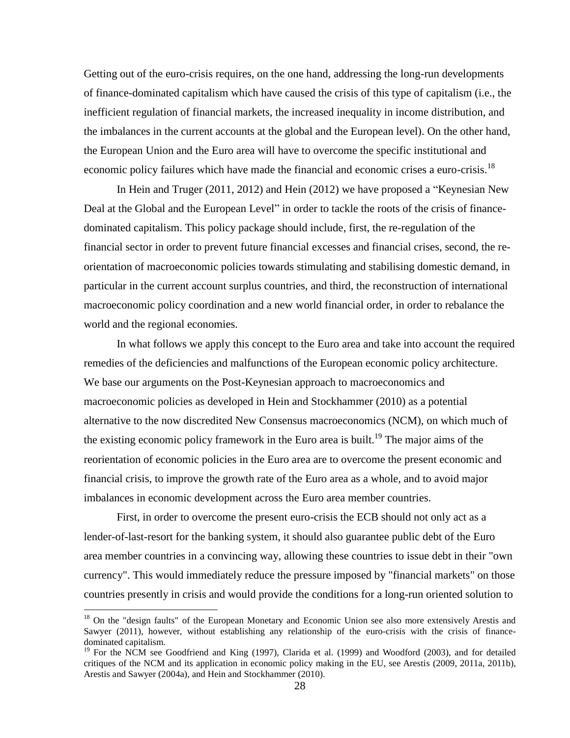Getting out of the euro-crisis requires, on the one hand, addressing the long-run developments of finance-dominated capitalism which have caused the crisis of this type of capitalism (i.e., the inefficient regulation of financial markets, the increased inequality in income distribution, and the imbalances in the current accounts at the global and the European level). On the other hand, the European Union and the Euro area will have to overcome the specific institutional and economic policy failures which have made the financial and economic crises a euro-crisis.[18]

In Hein and Truger (2011, 2012) and Hein (2012) we have proposed a "Keynesian New Deal at the Global and the European Level" in order to tackle the roots of the crisis of finance-dominated capitalism. This policy package should include, first, the re-regulation of the financial sector in order to prevent future financial excesses and financial crises, second, the re-orientation of macroeconomic policies towards stimulating and stabilising domestic demand, in particular in the current account surplus countries, and third, the reconstruction of international macroeconomic policy coordination and a new world financial order, in order to rebalance the world and the regional economies.

In what follows we apply this concept to the Euro area and take into account the required remedies of the deficiencies and malfunctions of the European economic policy architecture. We base our arguments on the Post-Keynesian approach to macroeconomics and macroeconomic policies as developed in Hein and Stockhammer (2010) as a potential alternative to the now discredited New Consensus macroeconomics (NCM), on which much of the existing economic policy framework in the Euro area is built.[19] The major aims of the reorientation of economic policies in the Euro area are to overcome the present economic and financial crisis, to improve the growth rate of the Euro area as a whole, and to avoid major imbalances in economic development across the Euro area member countries.

First, in order to overcome the present euro-crisis the ECB should not only act as a lender-of-last-resort for the banking system, it should also guarantee public debt of the Euro area member countries in a convincing way, allowing these countries to issue debt in their "own currency". This would immediately reduce the pressure imposed by "financial markets" on those countries presently in crisis and would provide the conditions for a long-run oriented solution to

---

[18] On the "design faults" of the European Monetary and Economic Union see also more extensively Arestis and Sawyer (2011), however, without establishing any relationship of the euro-crisis with the crisis of finance-dominated capitalism.

[19] For the NCM see Goodfriend and King (1997), Clarida et al. (1999) and Woodford (2003), and for detailed critiques of the NCM and its application in economic policy making in the EU, see Arestis (2009, 2011a, 2011b), Arestis and Sawyer (2004a), and Hein and Stockhammer (2010).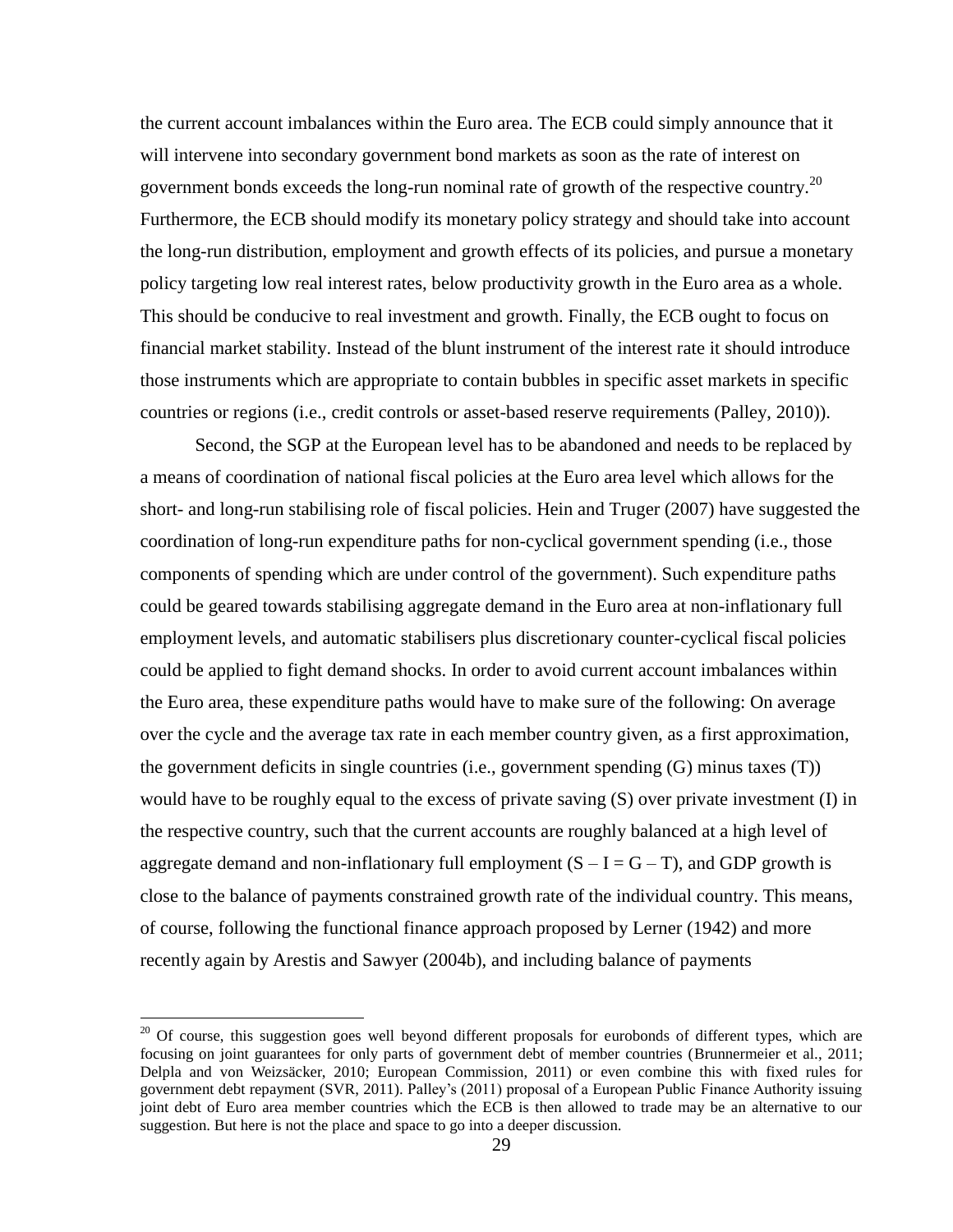the current account imbalances within the Euro area. The ECB could simply announce that it will intervene into secondary government bond markets as soon as the rate of interest on government bonds exceeds the long-run nominal rate of growth of the respective country.[20] Furthermore, the ECB should modify its monetary policy strategy and should take into account the long-run distribution, employment and growth effects of its policies, and pursue a monetary policy targeting low real interest rates, below productivity growth in the Euro area as a whole. This should be conducive to real investment and growth. Finally, the ECB ought to focus on financial market stability. Instead of the blunt instrument of the interest rate it should introduce those instruments which are appropriate to contain bubbles in specific asset markets in specific countries or regions (i.e., credit controls or asset-based reserve requirements (Palley, 2010)).

Second, the SGP at the European level has to be abandoned and needs to be replaced by a means of coordination of national fiscal policies at the Euro area level which allows for the short- and long-run stabilising role of fiscal policies. Hein and Truger (2007) have suggested the coordination of long-run expenditure paths for non-cyclical government spending (i.e., those components of spending which are under control of the government). Such expenditure paths could be geared towards stabilising aggregate demand in the Euro area at non-inflationary full employment levels, and automatic stabilisers plus discretionary counter-cyclical fiscal policies could be applied to fight demand shocks. In order to avoid current account imbalances within the Euro area, these expenditure paths would have to make sure of the following: On average over the cycle and the average tax rate in each member country given, as a first approximation, the government deficits in single countries (i.e., government spending (G) minus taxes (T)) would have to be roughly equal to the excess of private saving (S) over private investment (I) in the respective country, such that the current accounts are roughly balanced at a high level of aggregate demand and non-inflationary full employment ($S - I = G - T$), and GDP growth is close to the balance of payments constrained growth rate of the individual country. This means, of course, following the functional finance approach proposed by Lerner (1942) and more recently again by Arestis and Sawyer (2004b), and including balance of payments

[20] Of course, this suggestion goes well beyond different proposals for eurobonds of different types, which are focusing on joint guarantees for only parts of government debt of member countries (Brunnermeier et al., 2011; Delpla and von Weizsäcker, 2010; European Commission, 2011) or even combine this with fixed rules for government debt repayment (SVR, 2011). Palley's (2011) proposal of a European Public Finance Authority issuing joint debt of Euro area member countries which the ECB is then allowed to trade may be an alternative to our suggestion. But here is not the place and space to go into a deeper discussion.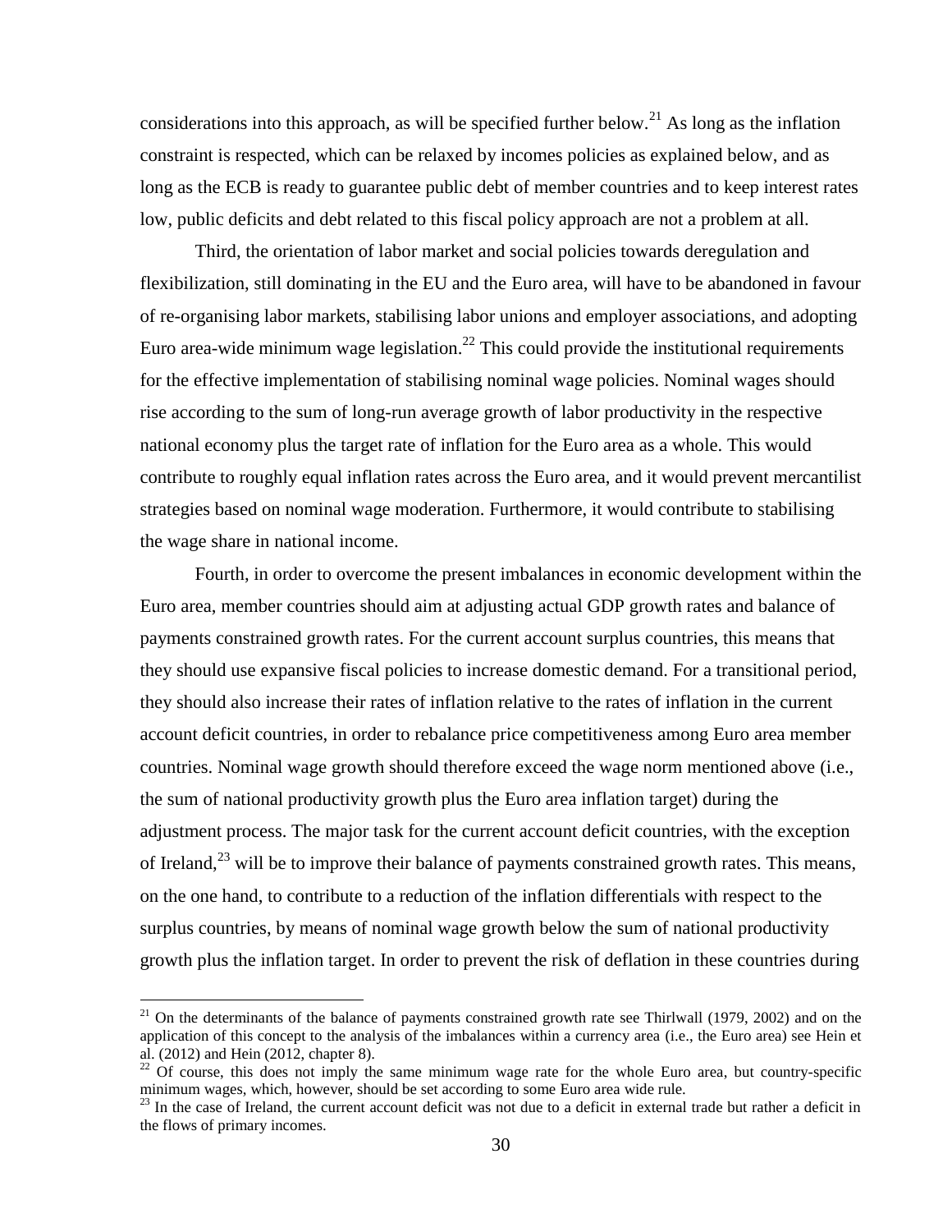considerations into this approach, as will be specified further below.[21] As long as the inflation constraint is respected, which can be relaxed by incomes policies as explained below, and as long as the ECB is ready to guarantee public debt of member countries and to keep interest rates low, public deficits and debt related to this fiscal policy approach are not a problem at all.

Third, the orientation of labor market and social policies towards deregulation and flexibilization, still dominating in the EU and the Euro area, will have to be abandoned in favour of re-organising labor markets, stabilising labor unions and employer associations, and adopting Euro area-wide minimum wage legislation.[22] This could provide the institutional requirements for the effective implementation of stabilising nominal wage policies. Nominal wages should rise according to the sum of long-run average growth of labor productivity in the respective national economy plus the target rate of inflation for the Euro area as a whole. This would contribute to roughly equal inflation rates across the Euro area, and it would prevent mercantilist strategies based on nominal wage moderation. Furthermore, it would contribute to stabilising the wage share in national income.

Fourth, in order to overcome the present imbalances in economic development within the Euro area, member countries should aim at adjusting actual GDP growth rates and balance of payments constrained growth rates. For the current account surplus countries, this means that they should use expansive fiscal policies to increase domestic demand. For a transitional period, they should also increase their rates of inflation relative to the rates of inflation in the current account deficit countries, in order to rebalance price competitiveness among Euro area member countries. Nominal wage growth should therefore exceed the wage norm mentioned above (i.e., the sum of national productivity growth plus the Euro area inflation target) during the adjustment process. The major task for the current account deficit countries, with the exception of Ireland,[23] will be to improve their balance of payments constrained growth rates. This means, on the one hand, to contribute to a reduction of the inflation differentials with respect to the surplus countries, by means of nominal wage growth below the sum of national productivity growth plus the inflation target. In order to prevent the risk of deflation in these countries during

---

[21] On the determinants of the balance of payments constrained growth rate see Thirlwall (1979, 2002) and on the application of this concept to the analysis of the imbalances within a currency area (i.e., the Euro area) see Hein et al. (2012) and Hein (2012, chapter 8).

[22] Of course, this does not imply the same minimum wage rate for the whole Euro area, but country-specific minimum wages, which, however, should be set according to some Euro area wide rule.

[23] In the case of Ireland, the current account deficit was not due to a deficit in external trade but rather a deficit in the flows of primary incomes.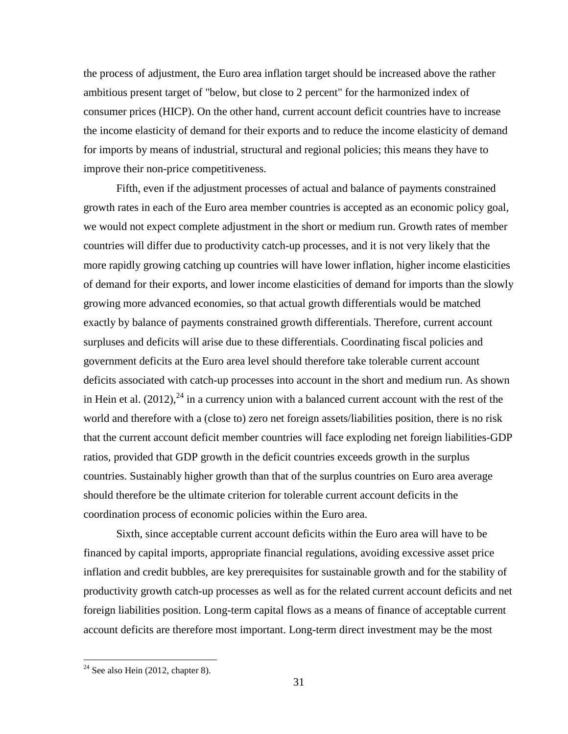the process of adjustment, the Euro area inflation target should be increased above the rather ambitious present target of "below, but close to 2 percent" for the harmonized index of consumer prices (HICP). On the other hand, current account deficit countries have to increase the income elasticity of demand for their exports and to reduce the income elasticity of demand for imports by means of industrial, structural and regional policies; this means they have to improve their non-price competitiveness.

Fifth, even if the adjustment processes of actual and balance of payments constrained growth rates in each of the Euro area member countries is accepted as an economic policy goal, we would not expect complete adjustment in the short or medium run. Growth rates of member countries will differ due to productivity catch-up processes, and it is not very likely that the more rapidly growing catching up countries will have lower inflation, higher income elasticities of demand for their exports, and lower income elasticities of demand for imports than the slowly growing more advanced economies, so that actual growth differentials would be matched exactly by balance of payments constrained growth differentials. Therefore, current account surpluses and deficits will arise due to these differentials. Coordinating fiscal policies and government deficits at the Euro area level should therefore take tolerable current account deficits associated with catch-up processes into account in the short and medium run. As shown in Hein et al. (2012),[24] in a currency union with a balanced current account with the rest of the world and therefore with a (close to) zero net foreign assets/liabilities position, there is no risk that the current account deficit member countries will face exploding net foreign liabilities-GDP ratios, provided that GDP growth in the deficit countries exceeds growth in the surplus countries. Sustainably higher growth than that of the surplus countries on Euro area average should therefore be the ultimate criterion for tolerable current account deficits in the coordination process of economic policies within the Euro area.

Sixth, since acceptable current account deficits within the Euro area will have to be financed by capital imports, appropriate financial regulations, avoiding excessive asset price inflation and credit bubbles, are key prerequisites for sustainable growth and for the stability of productivity growth catch-up processes as well as for the related current account deficits and net foreign liabilities position. Long-term capital flows as a means of finance of acceptable current account deficits are therefore most important. Long-term direct investment may be the most

[24] See also Hein (2012, chapter 8).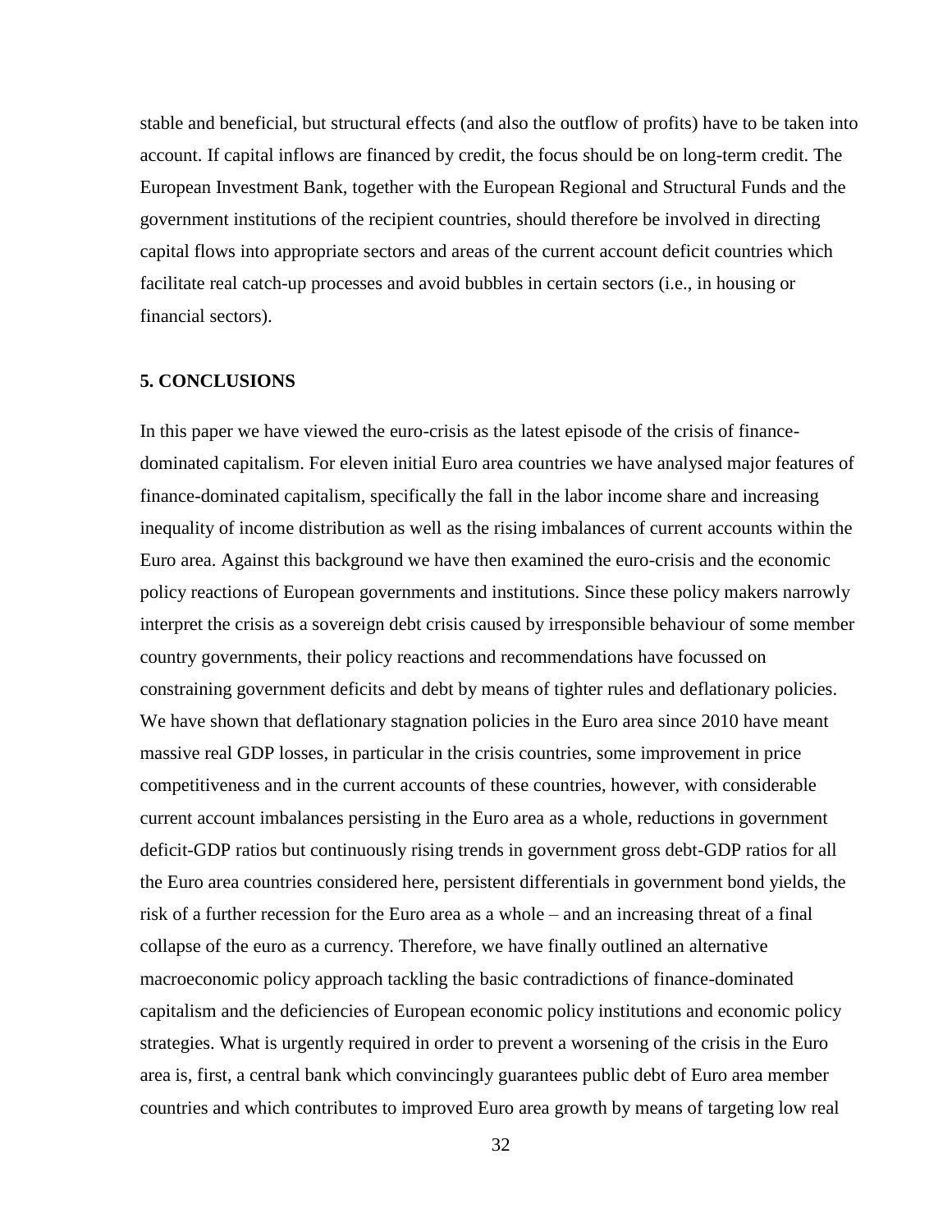stable and beneficial, but structural effects (and also the outflow of profits) have to be taken into account. If capital inflows are financed by credit, the focus should be on long-term credit. The European Investment Bank, together with the European Regional and Structural Funds and the government institutions of the recipient countries, should therefore be involved in directing capital flows into appropriate sectors and areas of the current account deficit countries which facilitate real catch-up processes and avoid bubbles in certain sectors (i.e., in housing or financial sectors).

## 5. CONCLUSIONS

In this paper we have viewed the euro-crisis as the latest episode of the crisis of finance-dominated capitalism. For eleven initial Euro area countries we have analysed major features of finance-dominated capitalism, specifically the fall in the labor income share and increasing inequality of income distribution as well as the rising imbalances of current accounts within the Euro area. Against this background we have then examined the euro-crisis and the economic policy reactions of European governments and institutions. Since these policy makers narrowly interpret the crisis as a sovereign debt crisis caused by irresponsible behaviour of some member country governments, their policy reactions and recommendations have focussed on constraining government deficits and debt by means of tighter rules and deflationary policies. We have shown that deflationary stagnation policies in the Euro area since 2010 have meant massive real GDP losses, in particular in the crisis countries, some improvement in price competitiveness and in the current accounts of these countries, however, with considerable current account imbalances persisting in the Euro area as a whole, reductions in government deficit-GDP ratios but continuously rising trends in government gross debt-GDP ratios for all the Euro area countries considered here, persistent differentials in government bond yields, the risk of a further recession for the Euro area as a whole – and an increasing threat of a final collapse of the euro as a currency. Therefore, we have finally outlined an alternative macroeconomic policy approach tackling the basic contradictions of finance-dominated capitalism and the deficiencies of European economic policy institutions and economic policy strategies. What is urgently required in order to prevent a worsening of the crisis in the Euro area is, first, a central bank which convincingly guarantees public debt of Euro area member countries and which contributes to improved Euro area growth by means of targeting low real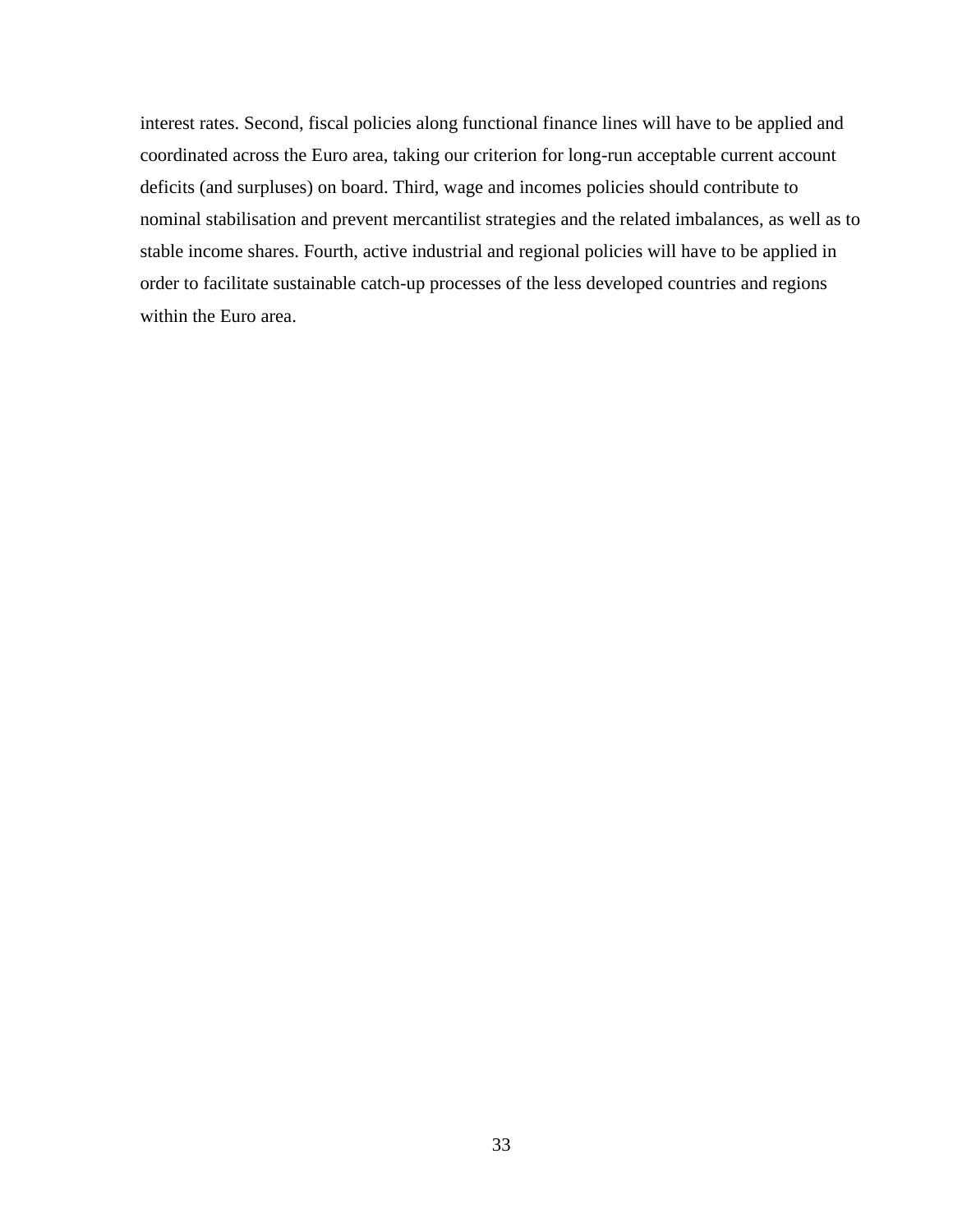interest rates. Second, fiscal policies along functional finance lines will have to be applied and coordinated across the Euro area, taking our criterion for long-run acceptable current account deficits (and surpluses) on board. Third, wage and incomes policies should contribute to nominal stabilisation and prevent mercantilist strategies and the related imbalances, as well as to stable income shares. Fourth, active industrial and regional policies will have to be applied in order to facilitate sustainable catch-up processes of the less developed countries and regions within the Euro area.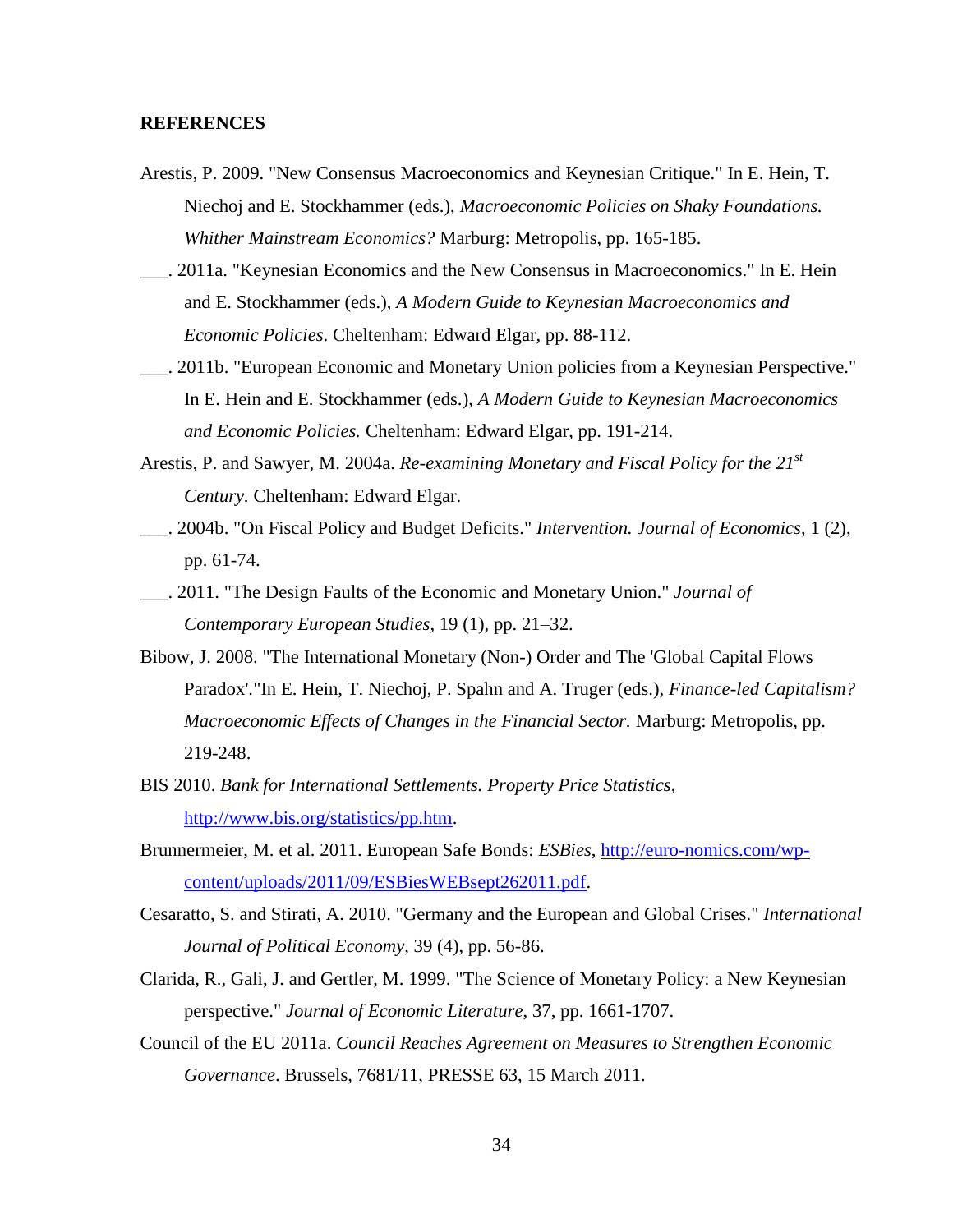**REFERENCES**

Arestis, P. 2009. "New Consensus Macroeconomics and Keynesian Critique." In E. Hein, T. Niechoj and E. Stockhammer (eds.), *Macroeconomic Policies on Shaky Foundations. Whither Mainstream Economics?* Marburg: Metropolis, pp. 165-185.

___. 2011a. "Keynesian Economics and the New Consensus in Macroeconomics." In E. Hein and E. Stockhammer (eds.), *A Modern Guide to Keynesian Macroeconomics and Economic Policies*. Cheltenham: Edward Elgar, pp. 88-112.

___. 2011b. "European Economic and Monetary Union policies from a Keynesian Perspective." In E. Hein and E. Stockhammer (eds.), *A Modern Guide to Keynesian Macroeconomics and Economic Policies.* Cheltenham: Edward Elgar, pp. 191-214.

Arestis, P. and Sawyer, M. 2004a. *Re-examining Monetary and Fiscal Policy for the 21st Century.* Cheltenham: Edward Elgar.

___. 2004b. "On Fiscal Policy and Budget Deficits." *Intervention. Journal of Economics*, 1 (2), pp. 61-74.

___. 2011. "The Design Faults of the Economic and Monetary Union." *Journal of Contemporary European Studies*, 19 (1), pp. 21–32.

Bibow, J. 2008. "The International Monetary (Non-) Order and The 'Global Capital Flows Paradox'."In E. Hein, T. Niechoj, P. Spahn and A. Truger (eds.), *Finance-led Capitalism? Macroeconomic Effects of Changes in the Financial Sector.* Marburg: Metropolis, pp. 219-248.

BIS 2010. *Bank for International Settlements. Property Price Statistics*, http://www.bis.org/statistics/pp.htm.

Brunnermeier, M. et al. 2011. European Safe Bonds: *ESBies*, http://euro-nomics.com/wp-content/uploads/2011/09/ESBiesWEBsept262011.pdf.

Cesaratto, S. and Stirati, A. 2010. "Germany and the European and Global Crises." *International Journal of Political Economy*, 39 (4), pp. 56-86.

Clarida, R., Gali, J. and Gertler, M. 1999. "The Science of Monetary Policy: a New Keynesian perspective." *Journal of Economic Literature*, 37, pp. 1661-1707.

Council of the EU 2011a. *Council Reaches Agreement on Measures to Strengthen Economic Governance*. Brussels, 7681/11, PRESSE 63, 15 March 2011.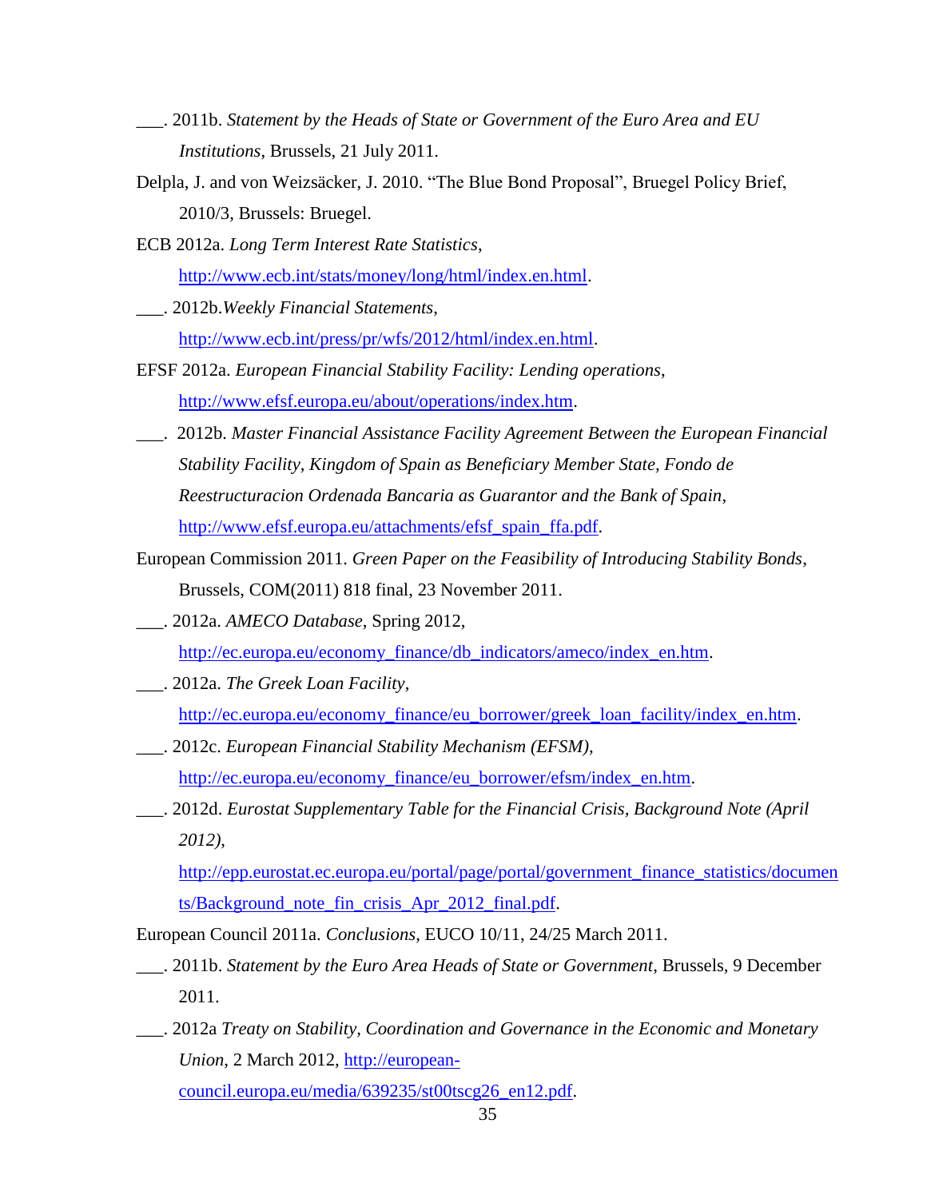___. 2011b. *Statement by the Heads of State or Government of the Euro Area and EU Institutions*, Brussels, 21 July 2011.

Delpla, J. and von Weizsäcker, J. 2010. "The Blue Bond Proposal", Bruegel Policy Brief, 2010/3, Brussels: Bruegel.

ECB 2012a. *Long Term Interest Rate Statistics*, http://www.ecb.int/stats/money/long/html/index.en.html.

___. 2012b.*Weekly Financial Statements*, http://www.ecb.int/press/pr/wfs/2012/html/index.en.html.

EFSF 2012a. *European Financial Stability Facility: Lending operations*, http://www.efsf.europa.eu/about/operations/index.htm.

___. 2012b. *Master Financial Assistance Facility Agreement Between the European Financial Stability Facility, Kingdom of Spain as Beneficiary Member State, Fondo de Reestructuracion Ordenada Bancaria as Guarantor and the Bank of Spain*, http://www.efsf.europa.eu/attachments/efsf_spain_ffa.pdf.

European Commission 2011. *Green Paper on the Feasibility of Introducing Stability Bonds*, Brussels, COM(2011) 818 final, 23 November 2011.

___. 2012a. *AMECO Database*, Spring 2012, http://ec.europa.eu/economy_finance/db_indicators/ameco/index_en.htm.

___. 2012a. *The Greek Loan Facility*, http://ec.europa.eu/economy_finance/eu_borrower/greek_loan_facility/index_en.htm.

___. 2012c. *European Financial Stability Mechanism (EFSM)*, http://ec.europa.eu/economy_finance/eu_borrower/efsm/index_en.htm.

___. 2012d. *Eurostat Supplementary Table for the Financial Crisis, Background Note (April 2012)*, http://epp.eurostat.ec.europa.eu/portal/page/portal/government_finance_statistics/documents/Background_note_fin_crisis_Apr_2012_final.pdf.

European Council 2011a. *Conclusions*, EUCO 10/11, 24/25 March 2011.

___. 2011b. *Statement by the Euro Area Heads of State or Government*, Brussels, 9 December 2011.

___. 2012a *Treaty on Stability, Coordination and Governance in the Economic and Monetary Union*, 2 March 2012, http://european-council.europa.eu/media/639235/st00tscg26_en12.pdf.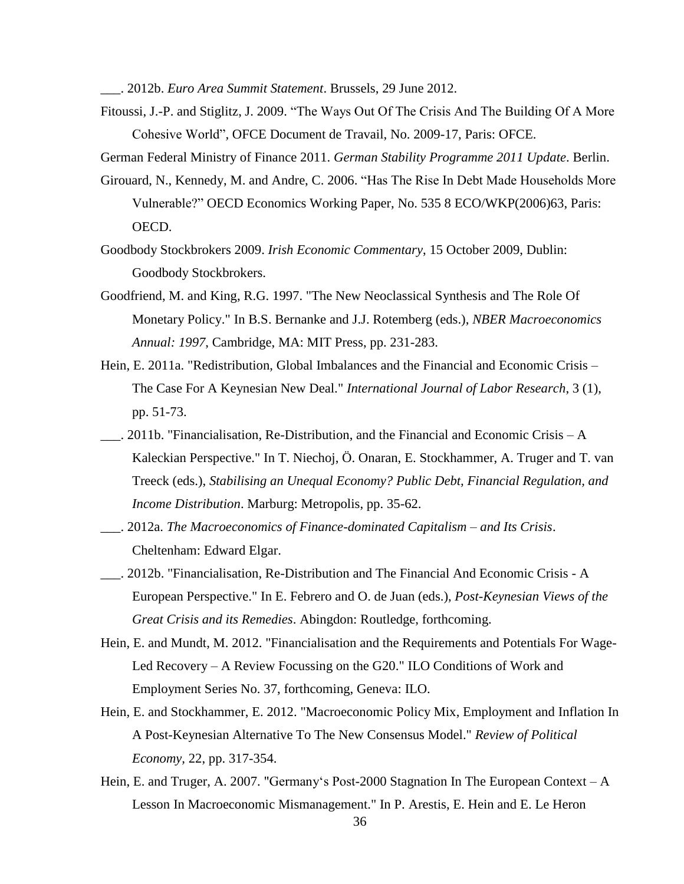___. 2012b. *Euro Area Summit Statement*. Brussels, 29 June 2012.

Fitoussi, J.-P. and Stiglitz, J. 2009. "The Ways Out Of The Crisis And The Building Of A More Cohesive World", OFCE Document de Travail, No. 2009-17, Paris: OFCE.

German Federal Ministry of Finance 2011. *German Stability Programme 2011 Update*. Berlin.

Girouard, N., Kennedy, M. and Andre, C. 2006. "Has The Rise In Debt Made Households More Vulnerable?" OECD Economics Working Paper, No. 535 8 ECO/WKP(2006)63, Paris: OECD.

Goodbody Stockbrokers 2009. *Irish Economic Commentary*, 15 October 2009, Dublin: Goodbody Stockbrokers.

Goodfriend, M. and King, R.G. 1997. "The New Neoclassical Synthesis and The Role Of Monetary Policy." In B.S. Bernanke and J.J. Rotemberg (eds.), *NBER Macroeconomics Annual: 1997*, Cambridge, MA: MIT Press, pp. 231-283.

Hein, E. 2011a. "Redistribution, Global Imbalances and the Financial and Economic Crisis – The Case For A Keynesian New Deal." *International Journal of Labor Research*, 3 (1), pp. 51-73.

___. 2011b. "Financialisation, Re-Distribution, and the Financial and Economic Crisis – A Kaleckian Perspective." In T. Niechoj, Ö. Onaran, E. Stockhammer, A. Truger and T. van Treeck (eds.), *Stabilising an Unequal Economy? Public Debt, Financial Regulation, and Income Distribution*. Marburg: Metropolis, pp. 35-62.

___. 2012a. *The Macroeconomics of Finance-dominated Capitalism – and Its Crisis*. Cheltenham: Edward Elgar.

___. 2012b. "Financialisation, Re-Distribution and The Financial And Economic Crisis - A European Perspective." In E. Febrero and O. de Juan (eds.), *Post-Keynesian Views of the Great Crisis and its Remedies*. Abingdon: Routledge, forthcoming.

Hein, E. and Mundt, M. 2012. "Financialisation and the Requirements and Potentials For Wage-Led Recovery – A Review Focussing on the G20." ILO Conditions of Work and Employment Series No. 37, forthcoming, Geneva: ILO.

Hein, E. and Stockhammer, E. 2012. "Macroeconomic Policy Mix, Employment and Inflation In A Post-Keynesian Alternative To The New Consensus Model." *Review of Political Economy*, 22, pp. 317-354.

Hein, E. and Truger, A. 2007. "Germany's Post-2000 Stagnation In The European Context – A Lesson In Macroeconomic Mismanagement." In P. Arestis, E. Hein and E. Le Heron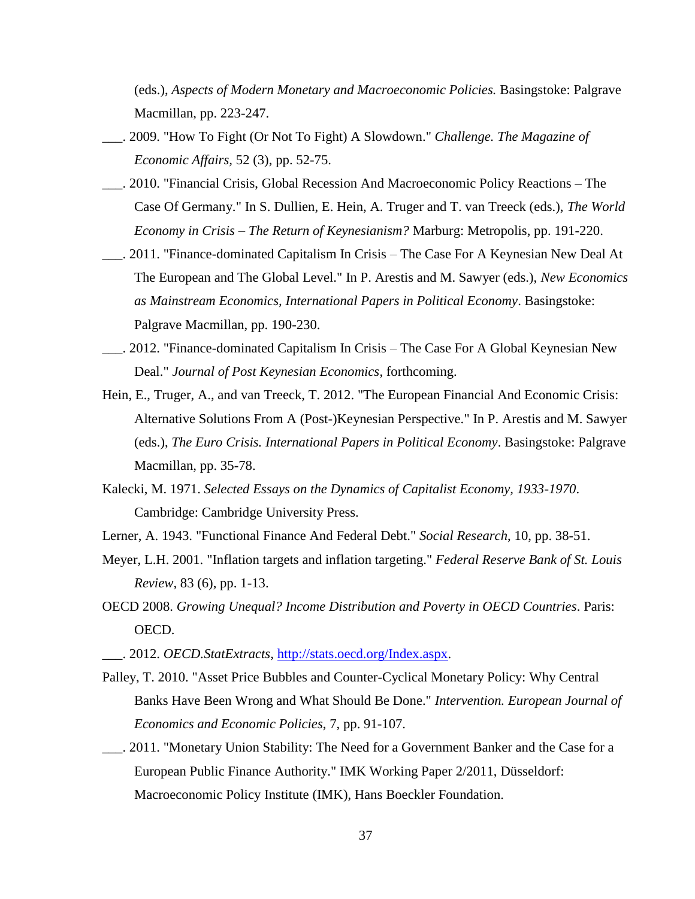(eds.), *Aspects of Modern Monetary and Macroeconomic Policies.* Basingstoke: Palgrave Macmillan, pp. 223-247.

___. 2009. "How To Fight (Or Not To Fight) A Slowdown." *Challenge. The Magazine of Economic Affairs*, 52 (3), pp. 52-75.

___. 2010. "Financial Crisis, Global Recession And Macroeconomic Policy Reactions – The Case Of Germany." In S. Dullien, E. Hein, A. Truger and T. van Treeck (eds.), *The World Economy in Crisis – The Return of Keynesianism?* Marburg: Metropolis, pp. 191-220.

___. 2011. "Finance-dominated Capitalism In Crisis – The Case For A Keynesian New Deal At The European and The Global Level." In P. Arestis and M. Sawyer (eds.), *New Economics as Mainstream Economics, International Papers in Political Economy*. Basingstoke: Palgrave Macmillan, pp. 190-230.

___. 2012. "Finance-dominated Capitalism In Crisis – The Case For A Global Keynesian New Deal." *Journal of Post Keynesian Economics*, forthcoming.

Hein, E., Truger, A., and van Treeck, T. 2012. "The European Financial And Economic Crisis: Alternative Solutions From A (Post-)Keynesian Perspective." In P. Arestis and M. Sawyer (eds.), *The Euro Crisis. International Papers in Political Economy*. Basingstoke: Palgrave Macmillan, pp. 35-78.

Kalecki, M. 1971. *Selected Essays on the Dynamics of Capitalist Economy, 1933-1970*. Cambridge: Cambridge University Press.

Lerner, A. 1943. "Functional Finance And Federal Debt." *Social Research*, 10, pp. 38-51.

Meyer, L.H. 2001. "Inflation targets and inflation targeting." *Federal Reserve Bank of St. Louis Review*, 83 (6), pp. 1-13.

OECD 2008. *Growing Unequal? Income Distribution and Poverty in OECD Countries*. Paris: OECD.

___. 2012. *OECD.StatExtracts*, http://stats.oecd.org/Index.aspx.

Palley, T. 2010. "Asset Price Bubbles and Counter-Cyclical Monetary Policy: Why Central Banks Have Been Wrong and What Should Be Done." *Intervention. European Journal of Economics and Economic Policies*, 7, pp. 91-107.

___. 2011. "Monetary Union Stability: The Need for a Government Banker and the Case for a European Public Finance Authority." IMK Working Paper 2/2011, Düsseldorf: Macroeconomic Policy Institute (IMK), Hans Boeckler Foundation.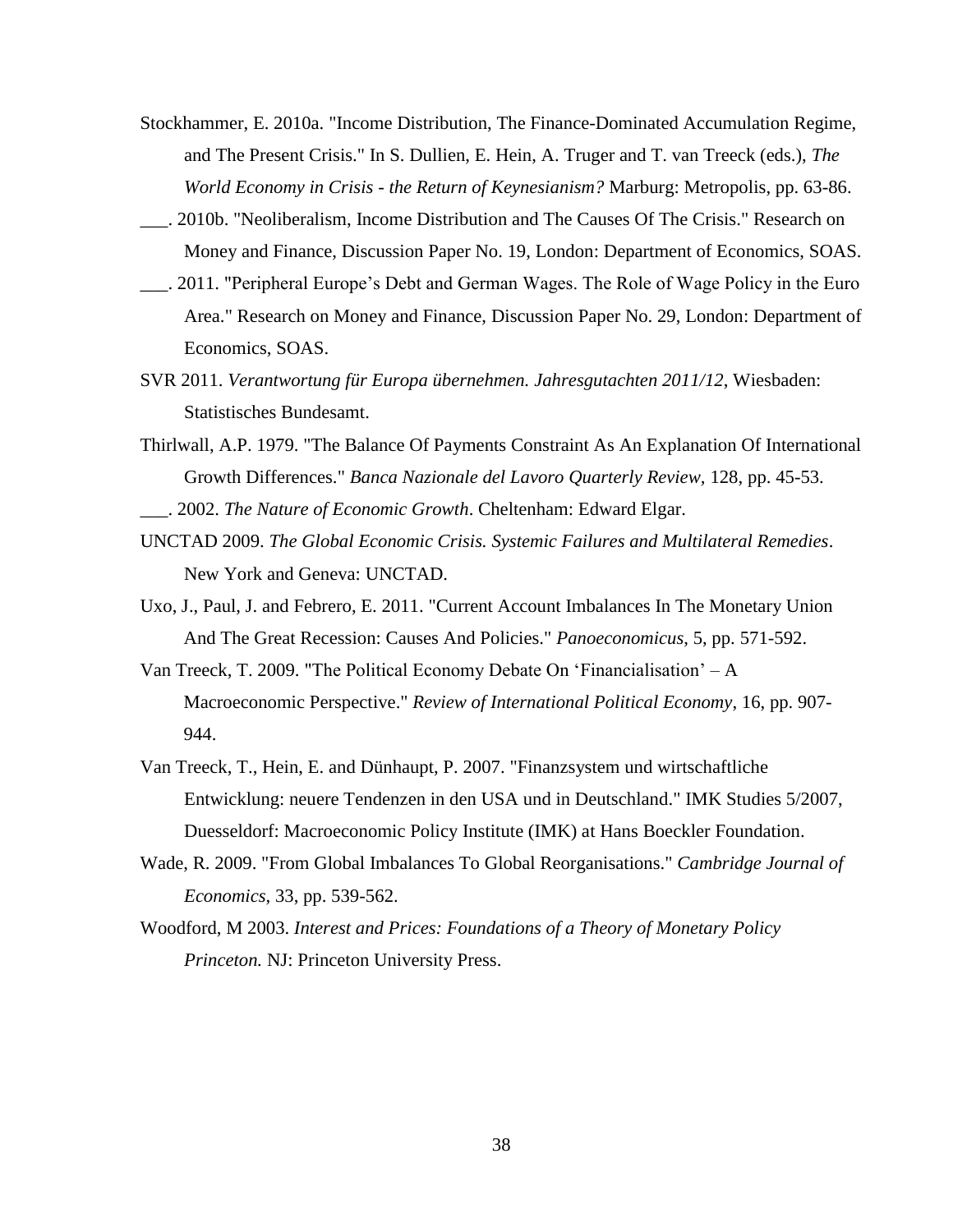Stockhammer, E. 2010a. "Income Distribution, The Finance-Dominated Accumulation Regime, and The Present Crisis." In S. Dullien, E. Hein, A. Truger and T. van Treeck (eds.), *The World Economy in Crisis - the Return of Keynesianism?* Marburg: Metropolis, pp. 63-86.

___. 2010b. "Neoliberalism, Income Distribution and The Causes Of The Crisis." Research on Money and Finance, Discussion Paper No. 19, London: Department of Economics, SOAS.

___. 2011. "Peripheral Europe's Debt and German Wages. The Role of Wage Policy in the Euro Area." Research on Money and Finance, Discussion Paper No. 29, London: Department of Economics, SOAS.

SVR 2011. *Verantwortung für Europa übernehmen. Jahresgutachten 2011/12*, Wiesbaden: Statistisches Bundesamt.

Thirlwall, A.P. 1979. "The Balance Of Payments Constraint As An Explanation Of International Growth Differences." *Banca Nazionale del Lavoro Quarterly Review*, 128, pp. 45-53.

___. 2002. *The Nature of Economic Growth*. Cheltenham: Edward Elgar.

UNCTAD 2009. *The Global Economic Crisis. Systemic Failures and Multilateral Remedies*. New York and Geneva: UNCTAD.

Uxo, J., Paul, J. and Febrero, E. 2011. "Current Account Imbalances In The Monetary Union And The Great Recession: Causes And Policies." *Panoeconomicus*, 5, pp. 571-592.

Van Treeck, T. 2009. "The Political Economy Debate On 'Financialisation' – A Macroeconomic Perspective." *Review of International Political Economy*, 16, pp. 907-944.

Van Treeck, T., Hein, E. and Dünhaupt, P. 2007. "Finanzsystem und wirtschaftliche Entwicklung: neuere Tendenzen in den USA und in Deutschland." IMK Studies 5/2007, Duesseldorf: Macroeconomic Policy Institute (IMK) at Hans Boeckler Foundation.

Wade, R. 2009. "From Global Imbalances To Global Reorganisations." *Cambridge Journal of Economics*, 33, pp. 539-562.

Woodford, M 2003. *Interest and Prices: Foundations of a Theory of Monetary Policy Princeton.* NJ: Princeton University Press.